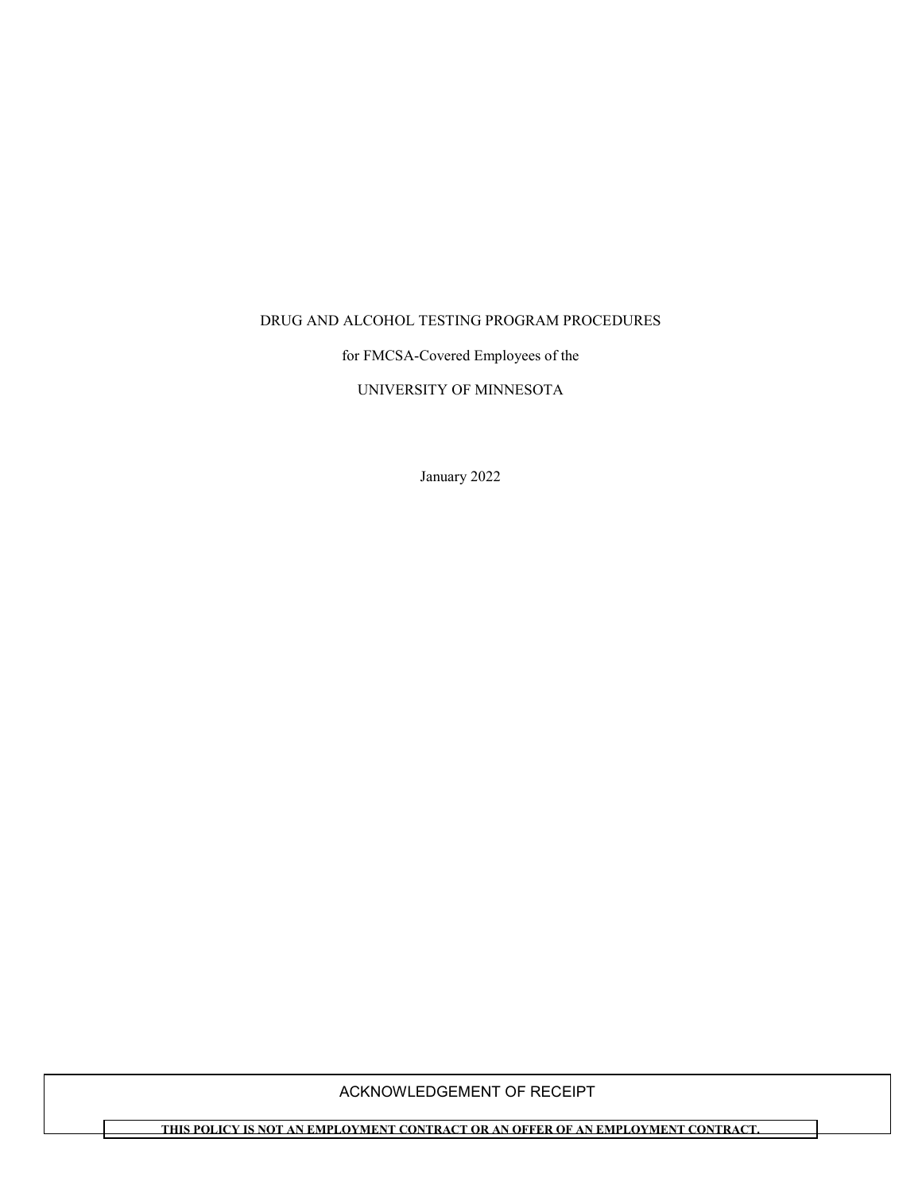# DRUG AND ALCOHOL TESTING PROGRAM PROCEDURES

for FMCSA-Covered Employees of the

UNIVERSITY OF MINNESOTA

January 2022

ACKNOWLEDGEMENT OF RECEIPT

**THIS POLICY IS NOT AN EMPLOYMENT CONTRACT OR AN OFFER OF AN EMPLOYMENT CONTRACT.**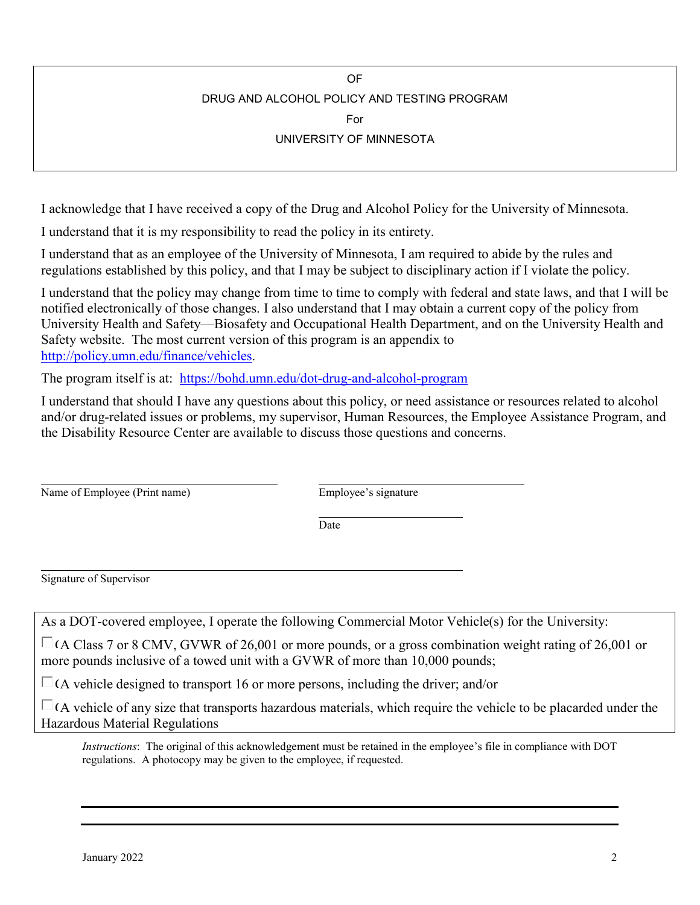OF

DRUG AND ALCOHOL POLICY AND TESTING PROGRAM

For

UNIVERSITY OF MINNESOTA

I acknowledge that I have received a copy of the Drug and Alcohol Policy for the University of Minnesota.

I understand that it is my responsibility to read the policy in its entirety.

I understand that as an employee of the University of Minnesota, I am required to abide by the rules and regulations established by this policy, and that I may be subject to disciplinary action if I violate the policy.

I understand that the policy may change from time to time to comply with federal and state laws, and that I will be notified electronically of those changes. I also understand that I may obtain a current copy of the policy from University Health and Safety—Biosafety and Occupational Health Department, and on the University Health and Safety website. The most current version of this program is an appendix to [http://policy.umn.edu/finance/vehicles](http://policy.umn.edu/finance/vehicles).

The program itself is at: [https://bohd.umn.edu/dot-drug-and-alcohol-program](https://bohd.umn.edu/dot-drug-and-alcohol-program)

I understand that should I have any questions about this policy, or need assistance or resources related to alcohol and/or drug-related issues or problems, my supervisor, Human Resources, the Employee Assistance Program, and the Disability Resource Center are available to discuss those questions and concerns.

\_\_\_\_\_\_\_\_\_\_\_\_\_\_\_\_\_\_\_\_\_\_\_\_\_\_\_\_\_\_\_\_\_\_ \_\_\_\_\_\_\_\_\_\_\_\_\_\_\_\_\_\_\_\_\_\_\_\_\_\_\_\_\_\_\_\_\_\_
Name of Employee (Print name) Employee's signature

\_\_\_\_\_\_\_\_\_\_\_\_\_\_\_\_\_\_\_\_\_\_\_\_
Date

\_\_\_\_\_\_\_\_\_\_\_\_\_\_\_\_\_\_\_\_\_\_\_\_\_\_\_\_\_\_\_\_\_\_\_\_\_\_\_\_\_\_\_\_\_\_\_\_\_\_\_\_\_\_\_\_\_\_\_\_
Signature of Supervisor

As a DOT-covered employee, I operate the following Commercial Motor Vehicle(s) for the University:

- ☐ (A Class 7 or 8 CMV, GVWR of 26,001 or more pounds, or a gross combination weight rating of 26,001 or more pounds inclusive of a towed unit with a GVWR of more than 10,000 pounds;
- ☐ (A vehicle designed to transport 16 or more persons, including the driver; and/or
- ☐ (A vehicle of any size that transports hazardous materials, which require the vehicle to be placarded under the Hazardous Material Regulations

*Instructions*: The original of this acknowledgement must be retained in the employee's file in compliance with DOT regulations. A photocopy may be given to the employee, if requested.

January 2022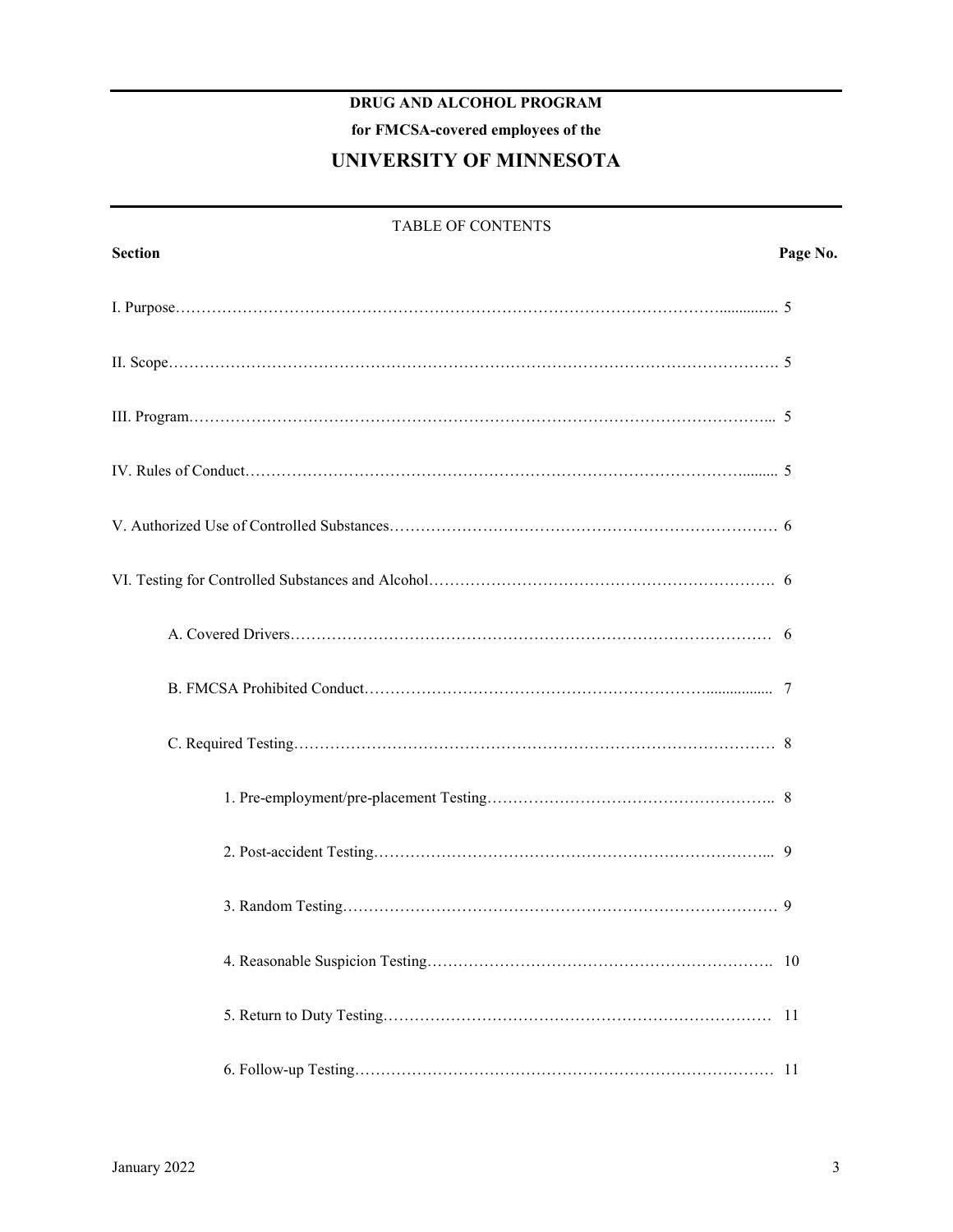**DRAG AND ALCOHOL PROGRAM**

**DRUG AND ALCOHOL PROGRAM**

**for FMCSA-covered employees of the**

# UNIVERSITY OF MINNESOTA

TABLE OF CONTENTS

| Section | Page No. |
|---|---|
| I. Purpose | 5 |
| II. Scope | 5 |
| III. Program | 5 |
| IV. Rules of Conduct | 5 |
| V. Authorized Use of Controlled Substances | 6 |
| VI. Testing for Controlled Substances and Alcohol | 6 |
| A. Covered Drivers | 6 |
| B. FMCSA Prohibited Conduct | 7 |
| C. Required Testing | 8 |
| 1. Pre-employment/pre-placement Testing | 8 |
| 2. Post-accident Testing | 9 |
| 3. Random Testing | 9 |
| 4. Reasonable Suspicion Testing | 10 |
| 5. Return to Duty Testing | 11 |
| 6. Follow-up Testing | 11 |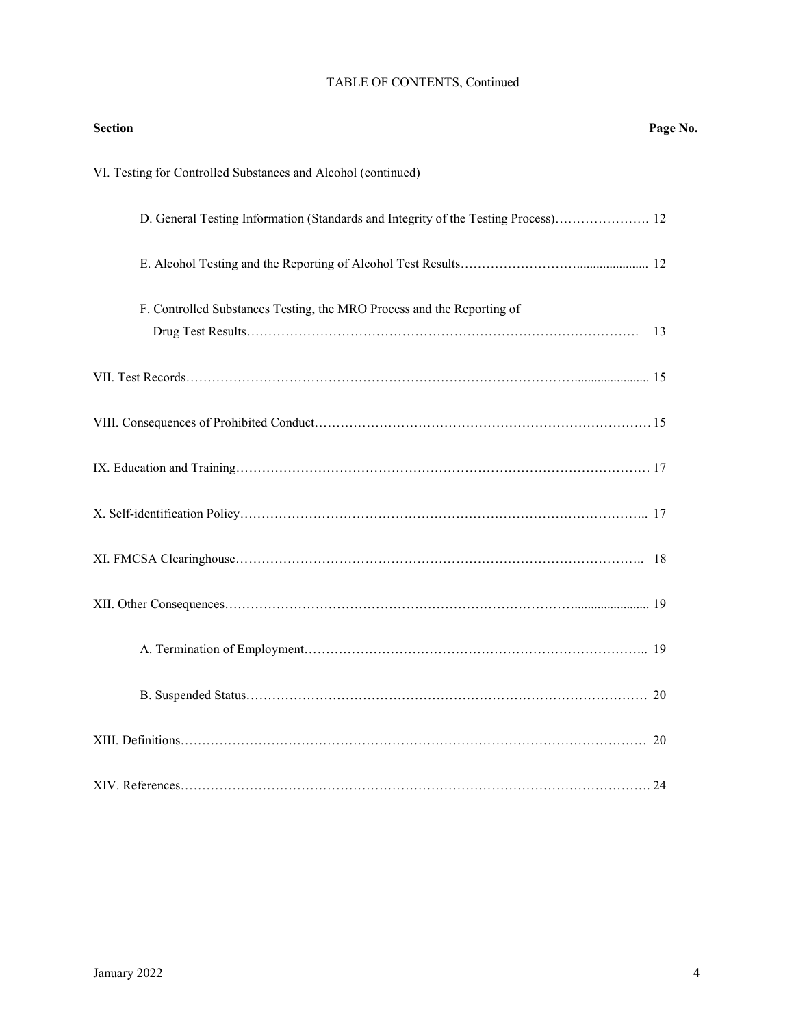TABLE OF CONTENTS, Continued

| Section | Page No. |
|---|---|
| VI. Testing for Controlled Substances and Alcohol (continued) | |
| D. General Testing Information (Standards and Integrity of the Testing Process) | 12 |
| E. Alcohol Testing and the Reporting of Alcohol Test Results | 12 |
| F. Controlled Substances Testing, the MRO Process and the Reporting of Drug Test Results | 13 |
| VII. Test Records | 15 |
| VIII. Consequences of Prohibited Conduct | 15 |
| IX. Education and Training | 17 |
| X. Self-identification Policy | 17 |
| XI. FMCSA Clearinghouse | 18 |
| XII. Other Consequences | 19 |
| A. Termination of Employment | 19 |
| B. Suspended Status | 20 |
| XIII. Definitions | 20 |
| XIV. References | 24 |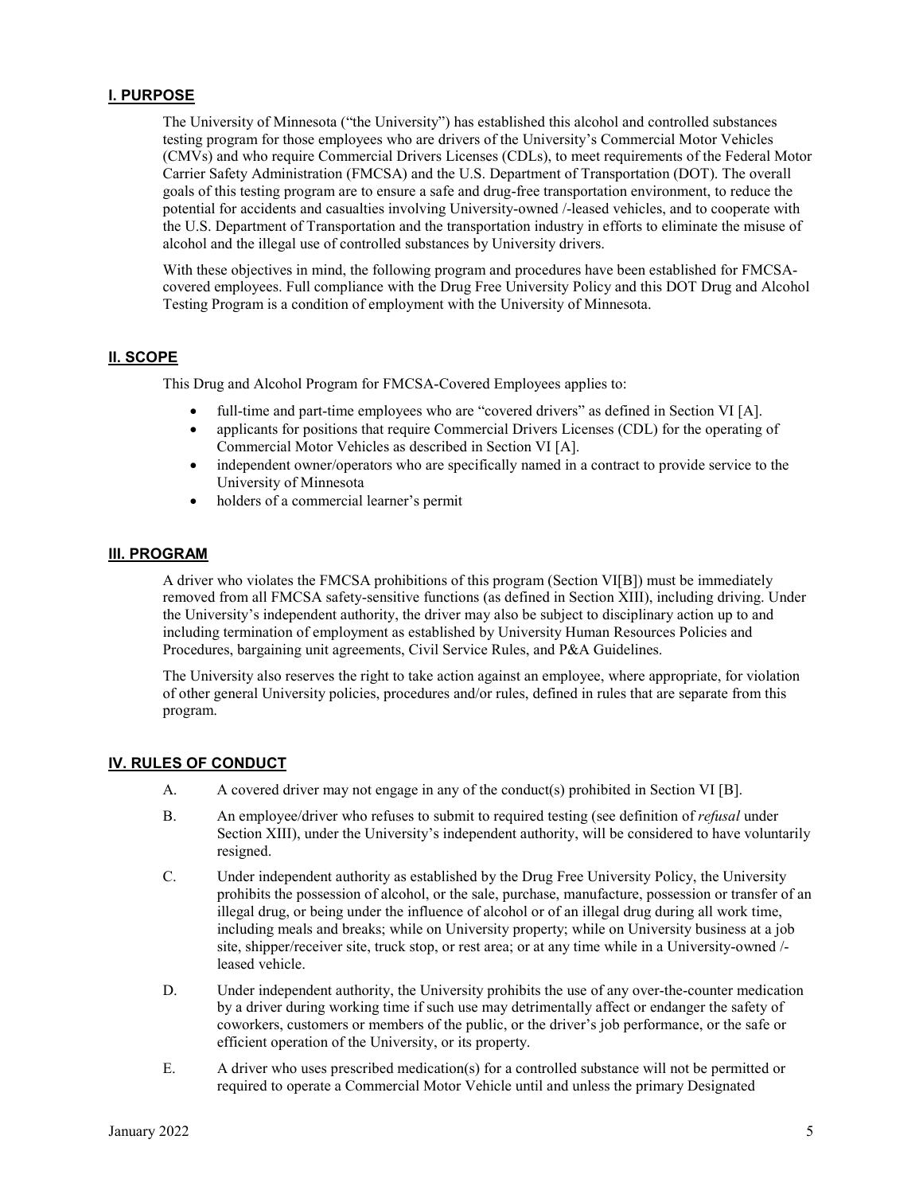## I. PURPOSE

The University of Minnesota ("the University") has established this alcohol and controlled substances testing program for those employees who are drivers of the University's Commercial Motor Vehicles (CMVs) and who require Commercial Drivers Licenses (CDLs), to meet requirements of the Federal Motor Carrier Safety Administration (FMCSA) and the U.S. Department of Transportation (DOT). The overall goals of this testing program are to ensure a safe and drug-free transportation environment, to reduce the potential for accidents and casualties involving University-owned /-leased vehicles, and to cooperate with the U.S. Department of Transportation and the transportation industry in efforts to eliminate the misuse of alcohol and the illegal use of controlled substances by University drivers.

With these objectives in mind, the following program and procedures have been established for FMCSA-covered employees. Full compliance with the Drug Free University Policy and this DOT Drug and Alcohol Testing Program is a condition of employment with the University of Minnesota.

## II. SCOPE

This Drug and Alcohol Program for FMCSA-Covered Employees applies to:

- full-time and part-time employees who are "covered drivers" as defined in Section VI [A].
- applicants for positions that require Commercial Drivers Licenses (CDL) for the operating of Commercial Motor Vehicles as described in Section VI [A].
- independent owner/operators who are specifically named in a contract to provide service to the University of Minnesota
- holders of a commercial learner's permit

## III. PROGRAM

A driver who violates the FMCSA prohibitions of this program (Section VI[B]) must be immediately removed from all FMCSA safety-sensitive functions (as defined in Section XIII), including driving. Under the University's independent authority, the driver may also be subject to disciplinary action up to and including termination of employment as established by University Human Resources Policies and Procedures, bargaining unit agreements, Civil Service Rules, and P&A Guidelines.

The University also reserves the right to take action against an employee, where appropriate, for violation of other general University policies, procedures and/or rules, defined in rules that are separate from this program.

## IV. RULES OF CONDUCT

A. A covered driver may not engage in any of the conduct(s) prohibited in Section VI [B].

B. An employee/driver who refuses to submit to required testing (see definition of *refusal* under Section XIII), under the University's independent authority, will be considered to have voluntarily resigned.

C. Under independent authority as established by the Drug Free University Policy, the University prohibits the possession of alcohol, or the sale, purchase, manufacture, possession or transfer of an illegal drug, or being under the influence of alcohol or of an illegal drug during all work time, including meals and breaks; while on University property; while on University business at a job site, shipper/receiver site, truck stop, or rest area; or at any time while in a University-owned /-leased vehicle.

D. Under independent authority, the University prohibits the use of any over-the-counter medication by a driver during working time if such use may detrimentally affect or endanger the safety of coworkers, customers or members of the public, or the driver's job performance, or the safe or efficient operation of the University, or its property.

E. A driver who uses prescribed medication(s) for a controlled substance will not be permitted or required to operate a Commercial Motor Vehicle until and unless the primary Designated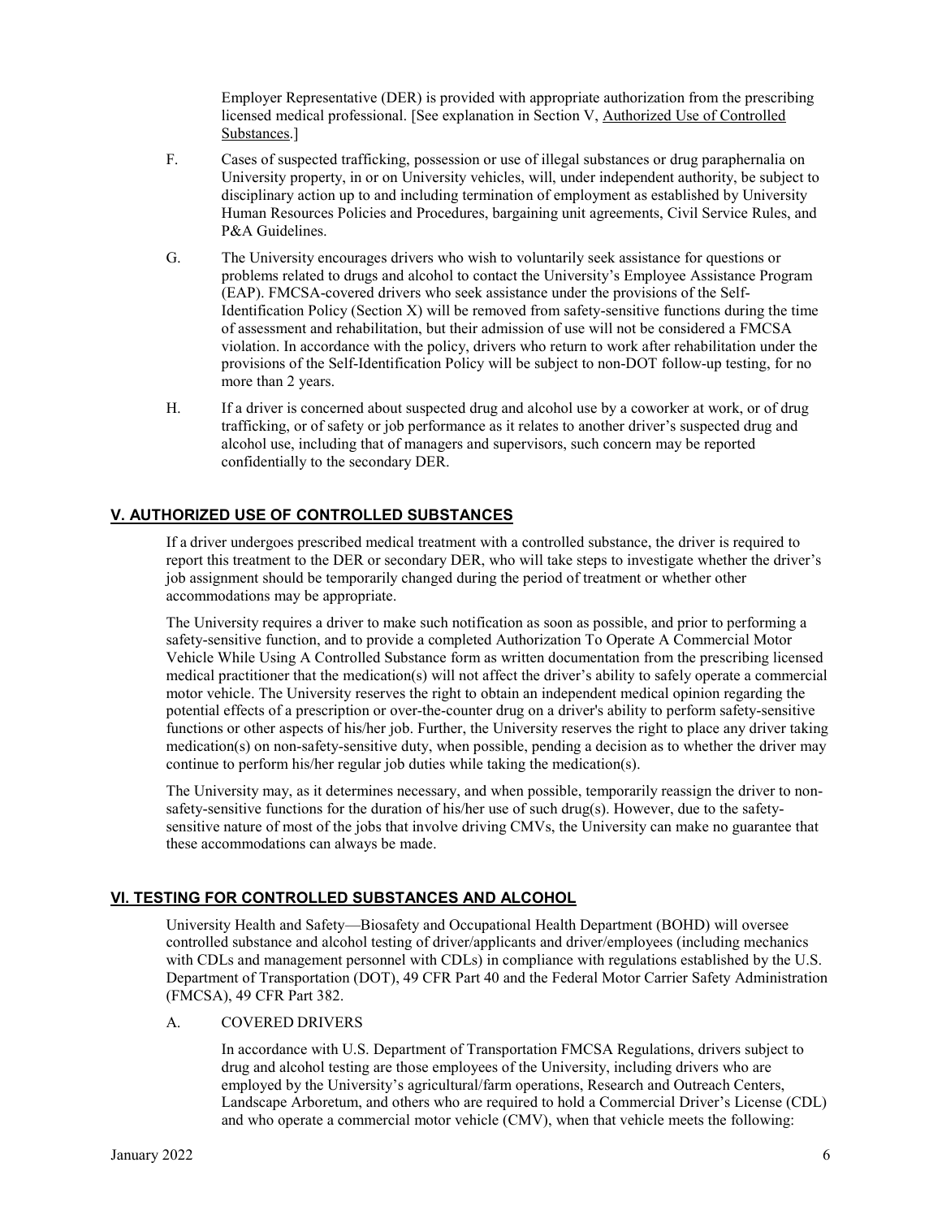Employer Representative (DER) is provided with appropriate authorization from the prescribing licensed medical professional. [See explanation in Section V, Authorized Use of Controlled Substances.]

F. Cases of suspected trafficking, possession or use of illegal substances or drug paraphernalia on University property, in or on University vehicles, will, under independent authority, be subject to disciplinary action up to and including termination of employment as established by University Human Resources Policies and Procedures, bargaining unit agreements, Civil Service Rules, and P&A Guidelines.

G. The University encourages drivers who wish to voluntarily seek assistance for questions or problems related to drugs and alcohol to contact the University's Employee Assistance Program (EAP). FMCSA-covered drivers who seek assistance under the provisions of the Self-Identification Policy (Section X) will be removed from safety-sensitive functions during the time of assessment and rehabilitation, but their admission of use will not be considered a FMCSA violation. In accordance with the policy, drivers who return to work after rehabilitation under the provisions of the Self-Identification Policy will be subject to non-DOT follow-up testing, for no more than 2 years.

H. If a driver is concerned about suspected drug and alcohol use by a coworker at work, or of drug trafficking, or of safety or job performance as it relates to another driver's suspected drug and alcohol use, including that of managers and supervisors, such concern may be reported confidentially to the secondary DER.

## V. AUTHORIZED USE OF CONTROLLED SUBSTANCES

If a driver undergoes prescribed medical treatment with a controlled substance, the driver is required to report this treatment to the DER or secondary DER, who will take steps to investigate whether the driver's job assignment should be temporarily changed during the period of treatment or whether other accommodations may be appropriate.

The University requires a driver to make such notification as soon as possible, and prior to performing a safety-sensitive function, and to provide a completed Authorization To Operate A Commercial Motor Vehicle While Using A Controlled Substance form as written documentation from the prescribing licensed medical practitioner that the medication(s) will not affect the driver's ability to safely operate a commercial motor vehicle. The University reserves the right to obtain an independent medical opinion regarding the potential effects of a prescription or over-the-counter drug on a driver's ability to perform safety-sensitive functions or other aspects of his/her job. Further, the University reserves the right to place any driver taking medication(s) on non-safety-sensitive duty, when possible, pending a decision as to whether the driver may continue to perform his/her regular job duties while taking the medication(s).

The University may, as it determines necessary, and when possible, temporarily reassign the driver to non-safety-sensitive functions for the duration of his/her use of such drug(s). However, due to the safety-sensitive nature of most of the jobs that involve driving CMVs, the University can make no guarantee that these accommodations can always be made.

## VI. TESTING FOR CONTROLLED SUBSTANCES AND ALCOHOL

University Health and Safety—Biosafety and Occupational Health Department (BOHD) will oversee controlled substance and alcohol testing of driver/applicants and driver/employees (including mechanics with CDLs and management personnel with CDLs) in compliance with regulations established by the U.S. Department of Transportation (DOT), 49 CFR Part 40 and the Federal Motor Carrier Safety Administration (FMCSA), 49 CFR Part 382.

A. COVERED DRIVERS

In accordance with U.S. Department of Transportation FMCSA Regulations, drivers subject to drug and alcohol testing are those employees of the University, including drivers who are employed by the University's agricultural/farm operations, Research and Outreach Centers, Landscape Arboretum, and others who are required to hold a Commercial Driver's License (CDL) and who operate a commercial motor vehicle (CMV), when that vehicle meets the following: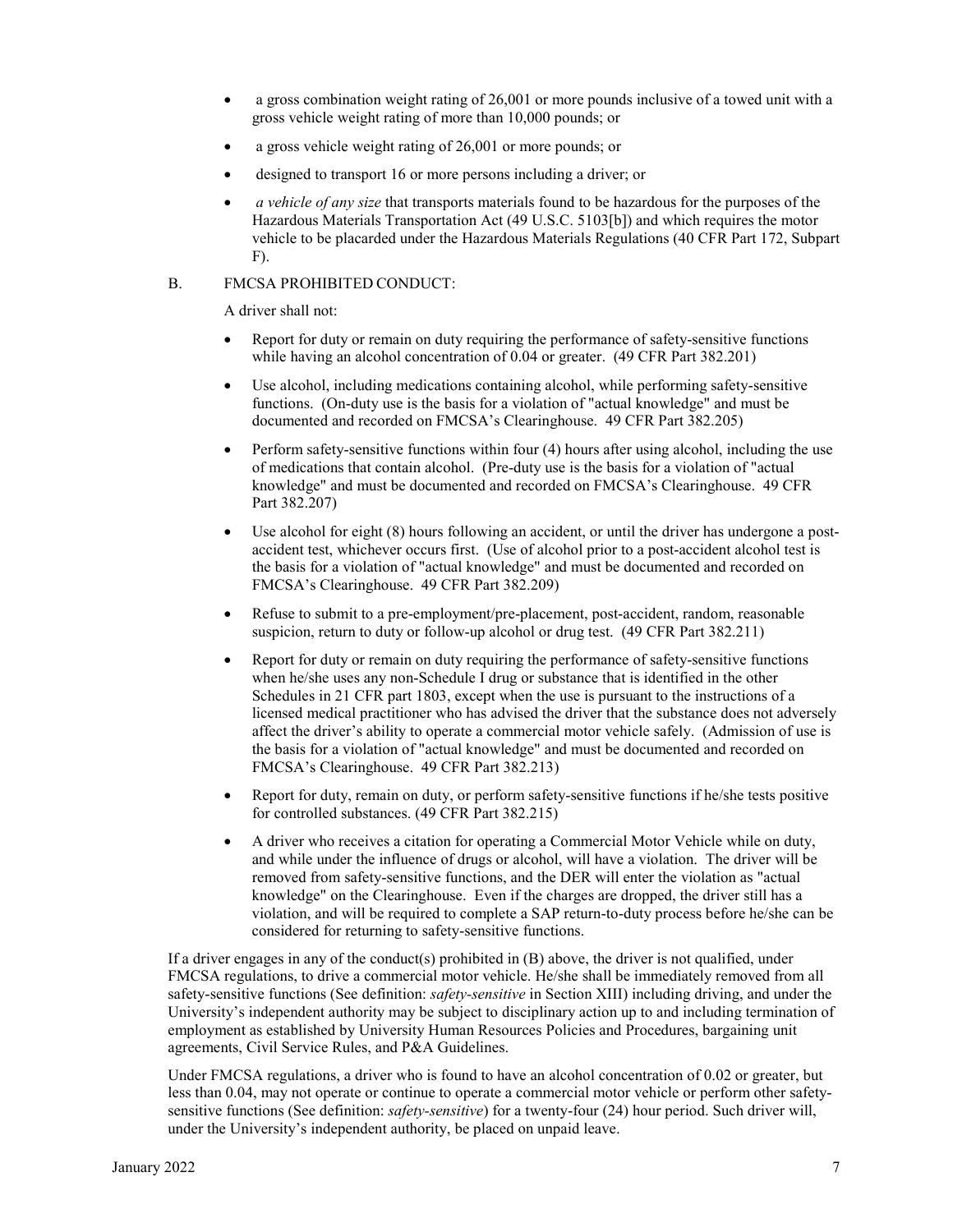- a gross combination weight rating of 26,001 or more pounds inclusive of a towed unit with a gross vehicle weight rating of more than 10,000 pounds; or
- a gross vehicle weight rating of 26,001 or more pounds; or
- designed to transport 16 or more persons including a driver; or
- *a vehicle of any size* that transports materials found to be hazardous for the purposes of the Hazardous Materials Transportation Act (49 U.S.C. 5103[b]) and which requires the motor vehicle to be placarded under the Hazardous Materials Regulations (40 CFR Part 172, Subpart F).

B. FMCSA PROHIBITED CONDUCT:

A driver shall not:

- Report for duty or remain on duty requiring the performance of safety-sensitive functions while having an alcohol concentration of 0.04 or greater. (49 CFR Part 382.201)
- Use alcohol, including medications containing alcohol, while performing safety-sensitive functions. (On-duty use is the basis for a violation of "actual knowledge" and must be documented and recorded on FMCSA's Clearinghouse. 49 CFR Part 382.205)
- Perform safety-sensitive functions within four (4) hours after using alcohol, including the use of medications that contain alcohol. (Pre-duty use is the basis for a violation of "actual knowledge" and must be documented and recorded on FMCSA's Clearinghouse. 49 CFR Part 382.207)
- Use alcohol for eight (8) hours following an accident, or until the driver has undergone a post-accident test, whichever occurs first. (Use of alcohol prior to a post-accident alcohol test is the basis for a violation of "actual knowledge" and must be documented and recorded on FMCSA's Clearinghouse. 49 CFR Part 382.209)
- Refuse to submit to a pre-employment/pre-placement, post-accident, random, reasonable suspicion, return to duty or follow-up alcohol or drug test. (49 CFR Part 382.211)
- Report for duty or remain on duty requiring the performance of safety-sensitive functions when he/she uses any non-Schedule I drug or substance that is identified in the other Schedules in 21 CFR part 1803, except when the use is pursuant to the instructions of a licensed medical practitioner who has advised the driver that the substance does not adversely affect the driver's ability to operate a commercial motor vehicle safely. (Admission of use is the basis for a violation of "actual knowledge" and must be documented and recorded on FMCSA's Clearinghouse. 49 CFR Part 382.213)
- Report for duty, remain on duty, or perform safety-sensitive functions if he/she tests positive for controlled substances. (49 CFR Part 382.215)
- A driver who receives a citation for operating a Commercial Motor Vehicle while on duty, and while under the influence of drugs or alcohol, will have a violation. The driver will be removed from safety-sensitive functions, and the DER will enter the violation as "actual knowledge" on the Clearinghouse. Even if the charges are dropped, the driver still has a violation, and will be required to complete a SAP return-to-duty process before he/she can be considered for returning to safety-sensitive functions.

If a driver engages in any of the conduct(s) prohibited in (B) above, the driver is not qualified, under FMCSA regulations, to drive a commercial motor vehicle. He/she shall be immediately removed from all safety-sensitive functions (See definition: *safety-sensitive* in Section XIII) including driving, and under the University's independent authority may be subject to disciplinary action up to and including termination of employment as established by University Human Resources Policies and Procedures, bargaining unit agreements, Civil Service Rules, and P&A Guidelines.

Under FMCSA regulations, a driver who is found to have an alcohol concentration of 0.02 or greater, but less than 0.04, may not operate or continue to operate a commercial motor vehicle or perform other safety-sensitive functions (See definition: *safety-sensitive*) for a twenty-four (24) hour period. Such driver will, under the University's independent authority, be placed on unpaid leave.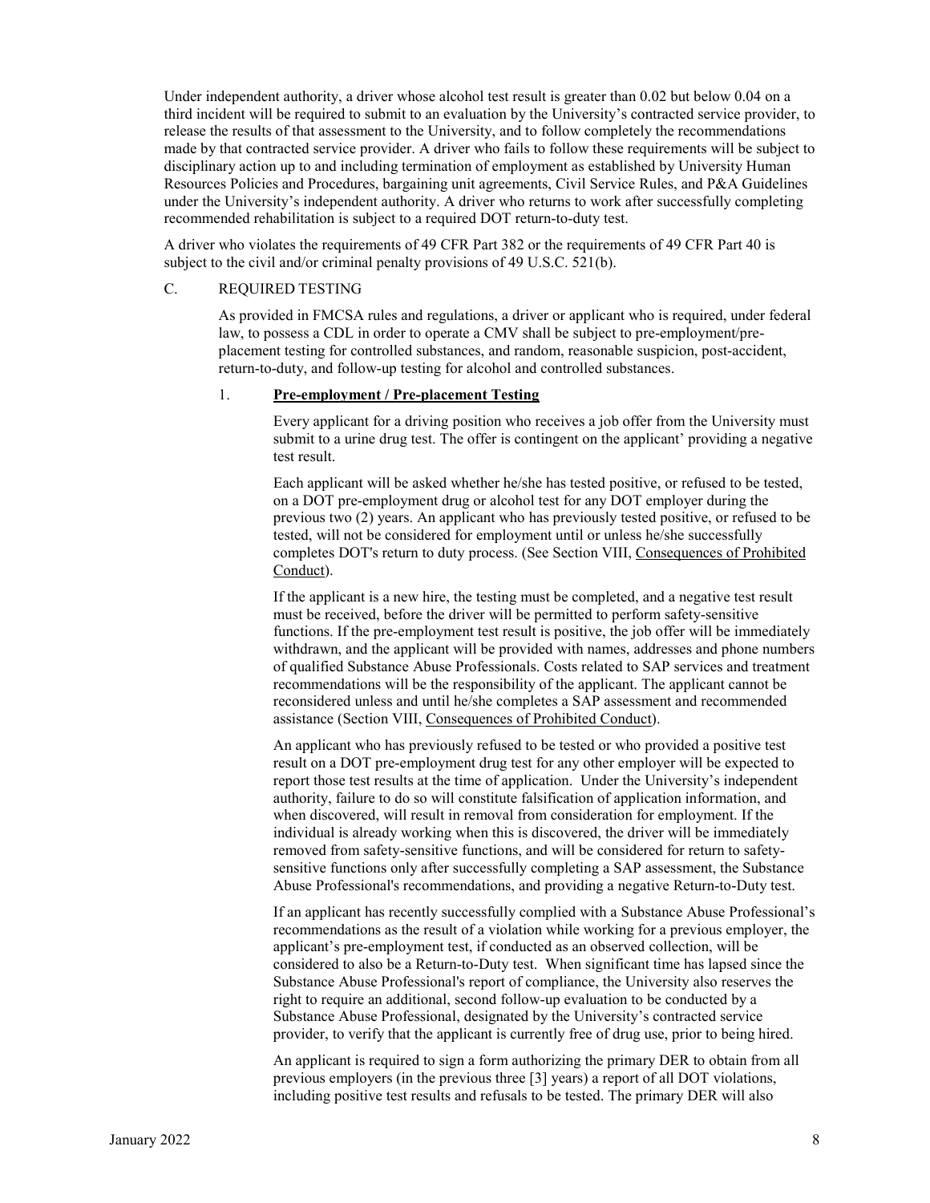Under independent authority, a driver whose alcohol test result is greater than 0.02 but below 0.04 on a third incident will be required to submit to an evaluation by the University's contracted service provider, to release the results of that assessment to the University, and to follow completely the recommendations made by that contracted service provider. A driver who fails to follow these requirements will be subject to disciplinary action up to and including termination of employment as established by University Human Resources Policies and Procedures, bargaining unit agreements, Civil Service Rules, and P&A Guidelines under the University's independent authority. A driver who returns to work after successfully completing recommended rehabilitation is subject to a required DOT return-to-duty test.

A driver who violates the requirements of 49 CFR Part 382 or the requirements of 49 CFR Part 40 is subject to the civil and/or criminal penalty provisions of 49 U.S.C. 521(b).

C. REQUIRED TESTING

As provided in FMCSA rules and regulations, a driver or applicant who is required, under federal law, to possess a CDL in order to operate a CMV shall be subject to pre-employment/pre-placement testing for controlled substances, and random, reasonable suspicion, post-accident, return-to-duty, and follow-up testing for alcohol and controlled substances.

1. **Pre-employment / Pre-placement Testing**

Every applicant for a driving position who receives a job offer from the University must submit to a urine drug test. The offer is contingent on the applicant' providing a negative test result.

Each applicant will be asked whether he/she has tested positive, or refused to be tested, on a DOT pre-employment drug or alcohol test for any DOT employer during the previous two (2) years. An applicant who has previously tested positive, or refused to be tested, will not be considered for employment until or unless he/she successfully completes DOT's return to duty process. (See Section VIII, Consequences of Prohibited Conduct).

If the applicant is a new hire, the testing must be completed, and a negative test result must be received, before the driver will be permitted to perform safety-sensitive functions. If the pre-employment test result is positive, the job offer will be immediately withdrawn, and the applicant will be provided with names, addresses and phone numbers of qualified Substance Abuse Professionals. Costs related to SAP services and treatment recommendations will be the responsibility of the applicant. The applicant cannot be reconsidered unless and until he/she completes a SAP assessment and recommended assistance (Section VIII, Consequences of Prohibited Conduct).

An applicant who has previously refused to be tested or who provided a positive test result on a DOT pre-employment drug test for any other employer will be expected to report those test results at the time of application. Under the University's independent authority, failure to do so will constitute falsification of application information, and when discovered, will result in removal from consideration for employment. If the individual is already working when this is discovered, the driver will be immediately removed from safety-sensitive functions, and will be considered for return to safety-sensitive functions only after successfully completing a SAP assessment, the Substance Abuse Professional's recommendations, and providing a negative Return-to-Duty test.

If an applicant has recently successfully complied with a Substance Abuse Professional's recommendations as the result of a violation while working for a previous employer, the applicant's pre-employment test, if conducted as an observed collection, will be considered to also be a Return-to-Duty test. When significant time has lapsed since the Substance Abuse Professional's report of compliance, the University also reserves the right to require an additional, second follow-up evaluation to be conducted by a Substance Abuse Professional, designated by the University's contracted service provider, to verify that the applicant is currently free of drug use, prior to being hired.

An applicant is required to sign a form authorizing the primary DER to obtain from all previous employers (in the previous three [3] years) a report of all DOT violations, including positive test results and refusals to be tested. The primary DER will also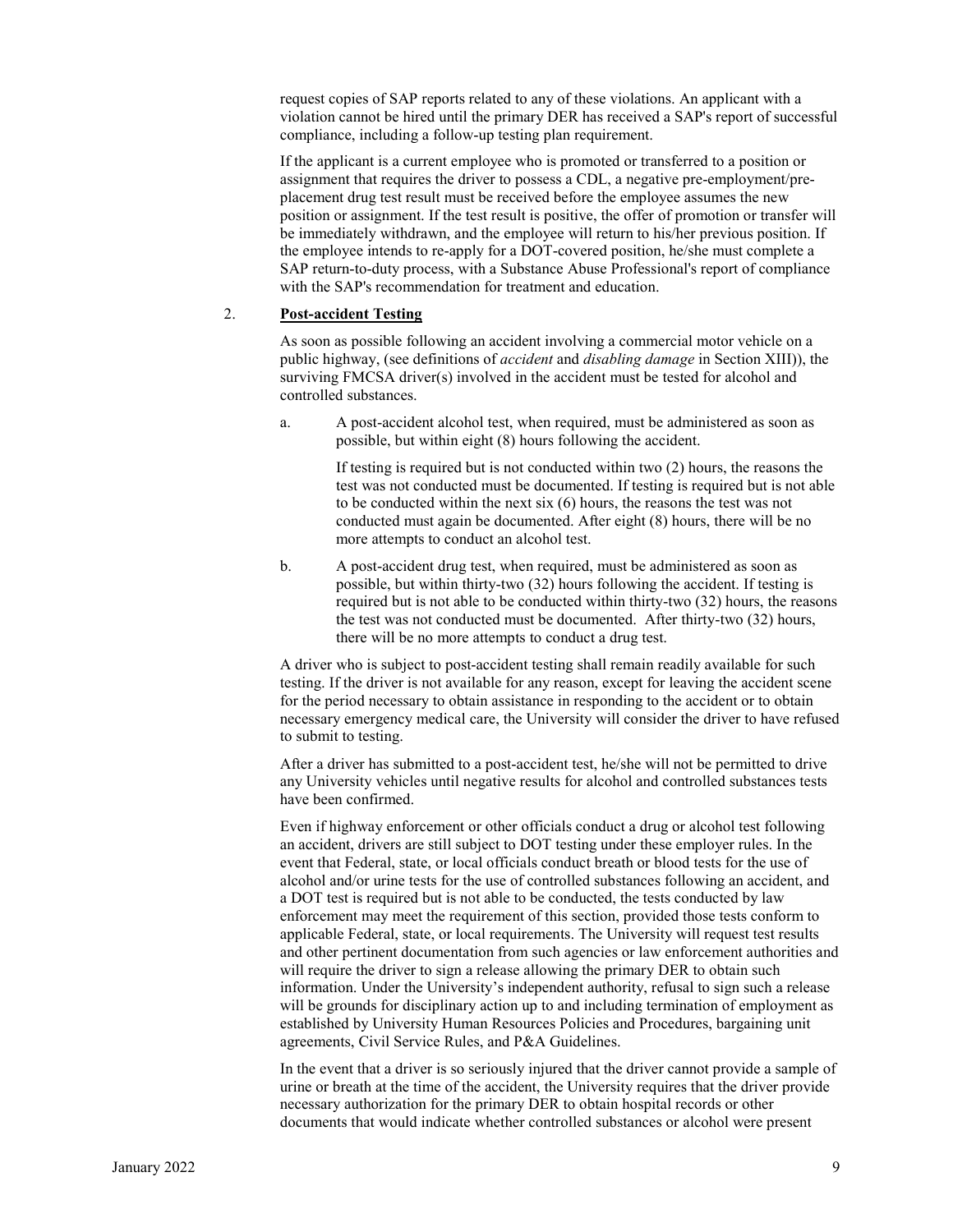request copies of SAP reports related to any of these violations. An applicant with a violation cannot be hired until the primary DER has received a SAP's report of successful compliance, including a follow-up testing plan requirement.

If the applicant is a current employee who is promoted or transferred to a position or assignment that requires the driver to possess a CDL, a negative pre-employment/pre-placement drug test result must be received before the employee assumes the new position or assignment. If the test result is positive, the offer of promotion or transfer will be immediately withdrawn, and the employee will return to his/her previous position. If the employee intends to re-apply for a DOT-covered position, he/she must complete a SAP return-to-duty process, with a Substance Abuse Professional's report of compliance with the SAP's recommendation for treatment and education.

2. **Post-accident Testing**

As soon as possible following an accident involving a commercial motor vehicle on a public highway, (see definitions of *accident* and *disabling damage* in Section XIII)), the surviving FMCSA driver(s) involved in the accident must be tested for alcohol and controlled substances.

a. A post-accident alcohol test, when required, must be administered as soon as possible, but within eight (8) hours following the accident.

   If testing is required but is not conducted within two (2) hours, the reasons the test was not conducted must be documented. If testing is required but is not able to be conducted within the next six (6) hours, the reasons the test was not conducted must again be documented. After eight (8) hours, there will be no more attempts to conduct an alcohol test.

b. A post-accident drug test, when required, must be administered as soon as possible, but within thirty-two (32) hours following the accident. If testing is required but is not able to be conducted within thirty-two (32) hours, the reasons the test was not conducted must be documented. After thirty-two (32) hours, there will be no more attempts to conduct a drug test.

A driver who is subject to post-accident testing shall remain readily available for such testing. If the driver is not available for any reason, except for leaving the accident scene for the period necessary to obtain assistance in responding to the accident or to obtain necessary emergency medical care, the University will consider the driver to have refused to submit to testing.

After a driver has submitted to a post-accident test, he/she will not be permitted to drive any University vehicles until negative results for alcohol and controlled substances tests have been confirmed.

Even if highway enforcement or other officials conduct a drug or alcohol test following an accident, drivers are still subject to DOT testing under these employer rules. In the event that Federal, state, or local officials conduct breath or blood tests for the use of alcohol and/or urine tests for the use of controlled substances following an accident, and a DOT test is required but is not able to be conducted, the tests conducted by law enforcement may meet the requirement of this section, provided those tests conform to applicable Federal, state, or local requirements. The University will request test results and other pertinent documentation from such agencies or law enforcement authorities and will require the driver to sign a release allowing the primary DER to obtain such information. Under the University's independent authority, refusal to sign such a release will be grounds for disciplinary action up to and including termination of employment as established by University Human Resources Policies and Procedures, bargaining unit agreements, Civil Service Rules, and P&A Guidelines.

In the event that a driver is so seriously injured that the driver cannot provide a sample of urine or breath at the time of the accident, the University requires that the driver provide necessary authorization for the primary DER to obtain hospital records or other documents that would indicate whether controlled substances or alcohol were present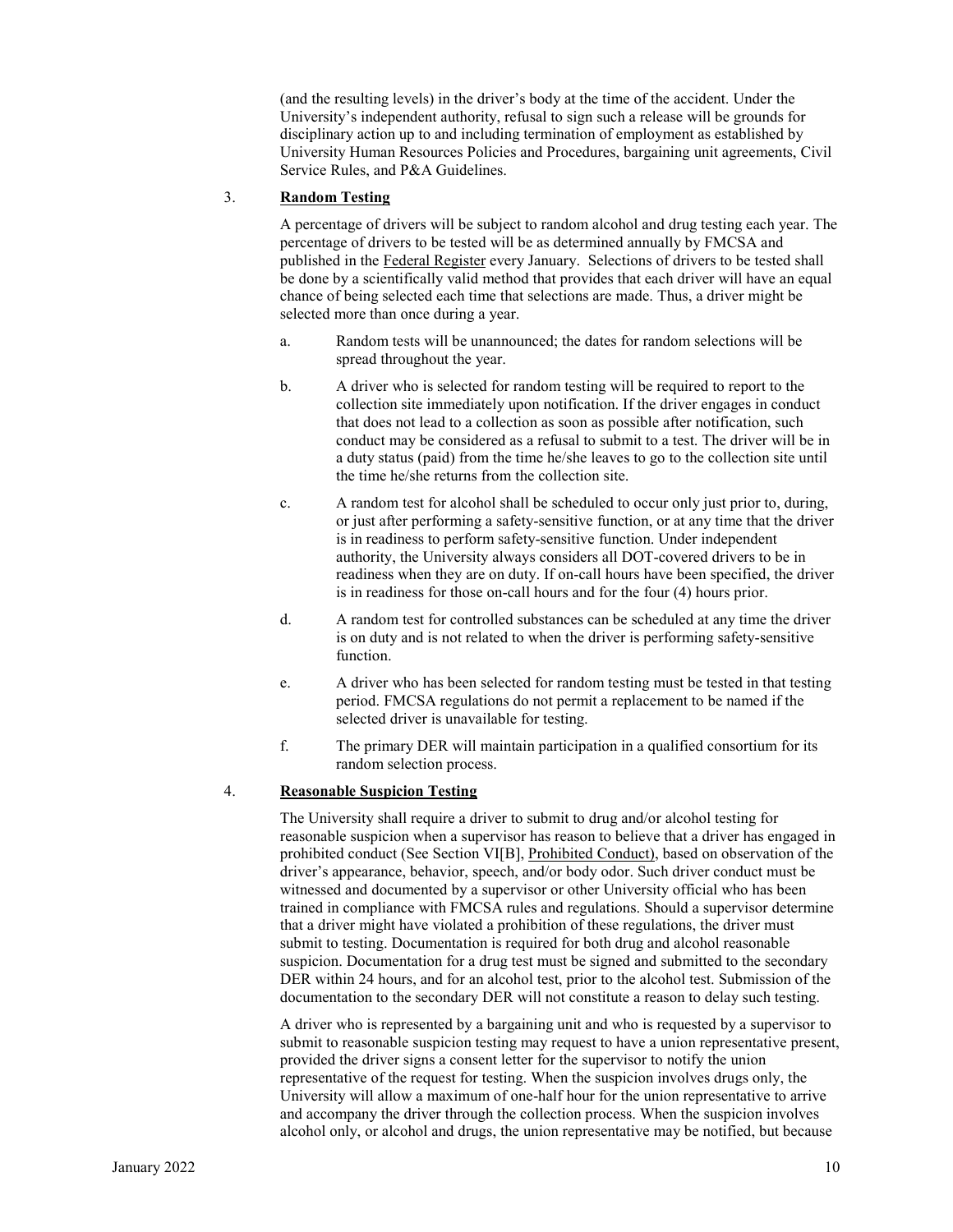(and the resulting levels) in the driver's body at the time of the accident. Under the University's independent authority, refusal to sign such a release will be grounds for disciplinary action up to and including termination of employment as established by University Human Resources Policies and Procedures, bargaining unit agreements, Civil Service Rules, and P&A Guidelines.

3. **Random Testing**

   A percentage of drivers will be subject to random alcohol and drug testing each year. The percentage of drivers to be tested will be as determined annually by FMCSA and published in the Federal Register every January. Selections of drivers to be tested shall be done by a scientifically valid method that provides that each driver will have an equal chance of being selected each time that selections are made. Thus, a driver might be selected more than once during a year.

   a. Random tests will be unannounced; the dates for random selections will be spread throughout the year.

   b. A driver who is selected for random testing will be required to report to the collection site immediately upon notification. If the driver engages in conduct that does not lead to a collection as soon as possible after notification, such conduct may be considered as a refusal to submit to a test. The driver will be in a duty status (paid) from the time he/she leaves to go to the collection site until the time he/she returns from the collection site.

   c. A random test for alcohol shall be scheduled to occur only just prior to, during, or just after performing a safety-sensitive function, or at any time that the driver is in readiness to perform safety-sensitive function. Under independent authority, the University always considers all DOT-covered drivers to be in readiness when they are on duty. If on-call hours have been specified, the driver is in readiness for those on-call hours and for the four (4) hours prior.

   d. A random test for controlled substances can be scheduled at any time the driver is on duty and is not related to when the driver is performing safety-sensitive function.

   e. A driver who has been selected for random testing must be tested in that testing period. FMCSA regulations do not permit a replacement to be named if the selected driver is unavailable for testing.

   f. The primary DER will maintain participation in a qualified consortium for its random selection process.

4. **Reasonable Suspicion Testing**

   The University shall require a driver to submit to drug and/or alcohol testing for reasonable suspicion when a supervisor has reason to believe that a driver has engaged in prohibited conduct (See Section VI[B], Prohibited Conduct), based on observation of the driver's appearance, behavior, speech, and/or body odor. Such driver conduct must be witnessed and documented by a supervisor or other University official who has been trained in compliance with FMCSA rules and regulations. Should a supervisor determine that a driver might have violated a prohibition of these regulations, the driver must submit to testing. Documentation is required for both drug and alcohol reasonable suspicion. Documentation for a drug test must be signed and submitted to the secondary DER within 24 hours, and for an alcohol test, prior to the alcohol test. Submission of the documentation to the secondary DER will not constitute a reason to delay such testing.

   A driver who is represented by a bargaining unit and who is requested by a supervisor to submit to reasonable suspicion testing may request to have a union representative present, provided the driver signs a consent letter for the supervisor to notify the union representative of the request for testing. When the suspicion involves drugs only, the University will allow a maximum of one-half hour for the union representative to arrive and accompany the driver through the collection process. When the suspicion involves alcohol only, or alcohol and drugs, the union representative may be notified, but because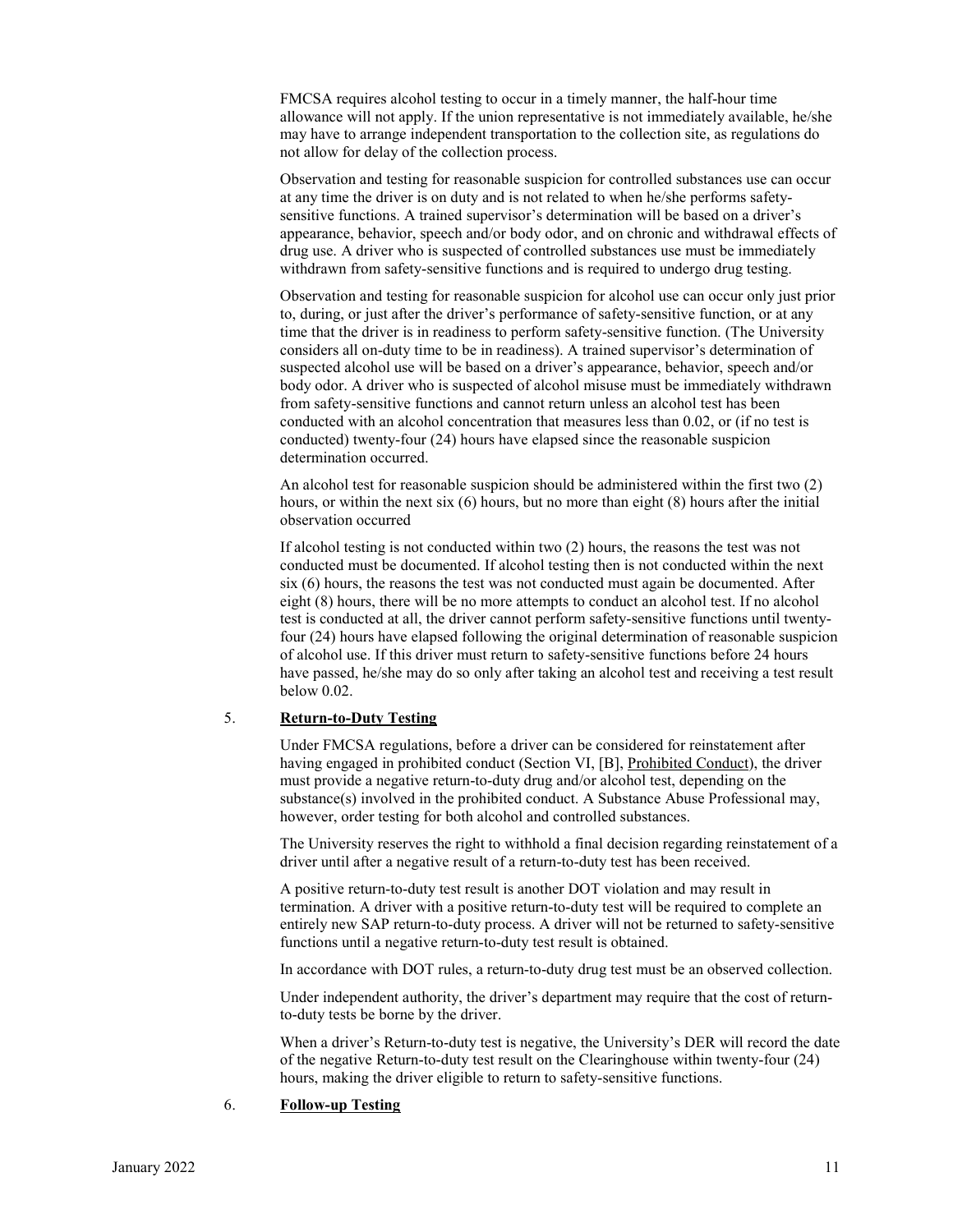FMCSA requires alcohol testing to occur in a timely manner, the half-hour time allowance will not apply. If the union representative is not immediately available, he/she may have to arrange independent transportation to the collection site, as regulations do not allow for delay of the collection process.

Observation and testing for reasonable suspicion for controlled substances use can occur at any time the driver is on duty and is not related to when he/she performs safety-sensitive functions. A trained supervisor's determination will be based on a driver's appearance, behavior, speech and/or body odor, and on chronic and withdrawal effects of drug use. A driver who is suspected of controlled substances use must be immediately withdrawn from safety-sensitive functions and is required to undergo drug testing.

Observation and testing for reasonable suspicion for alcohol use can occur only just prior to, during, or just after the driver's performance of safety-sensitive function, or at any time that the driver is in readiness to perform safety-sensitive function. (The University considers all on-duty time to be in readiness). A trained supervisor's determination of suspected alcohol use will be based on a driver's appearance, behavior, speech and/or body odor. A driver who is suspected of alcohol misuse must be immediately withdrawn from safety-sensitive functions and cannot return unless an alcohol test has been conducted with an alcohol concentration that measures less than 0.02, or (if no test is conducted) twenty-four (24) hours have elapsed since the reasonable suspicion determination occurred.

An alcohol test for reasonable suspicion should be administered within the first two (2) hours, or within the next six (6) hours, but no more than eight (8) hours after the initial observation occurred

If alcohol testing is not conducted within two (2) hours, the reasons the test was not conducted must be documented. If alcohol testing then is not conducted within the next six (6) hours, the reasons the test was not conducted must again be documented. After eight (8) hours, there will be no more attempts to conduct an alcohol test. If no alcohol test is conducted at all, the driver cannot perform safety-sensitive functions until twenty-four (24) hours have elapsed following the original determination of reasonable suspicion of alcohol use. If this driver must return to safety-sensitive functions before 24 hours have passed, he/she may do so only after taking an alcohol test and receiving a test result below 0.02.

5. **Return-to-Duty Testing**

Under FMCSA regulations, before a driver can be considered for reinstatement after having engaged in prohibited conduct (Section VI, [B], Prohibited Conduct), the driver must provide a negative return-to-duty drug and/or alcohol test, depending on the substance(s) involved in the prohibited conduct. A Substance Abuse Professional may, however, order testing for both alcohol and controlled substances.

The University reserves the right to withhold a final decision regarding reinstatement of a driver until after a negative result of a return-to-duty test has been received.

A positive return-to-duty test result is another DOT violation and may result in termination. A driver with a positive return-to-duty test will be required to complete an entirely new SAP return-to-duty process. A driver will not be returned to safety-sensitive functions until a negative return-to-duty test result is obtained.

In accordance with DOT rules, a return-to-duty drug test must be an observed collection.

Under independent authority, the driver's department may require that the cost of return-to-duty tests be borne by the driver.

When a driver's Return-to-duty test is negative, the University's DER will record the date of the negative Return-to-duty test result on the Clearinghouse within twenty-four (24) hours, making the driver eligible to return to safety-sensitive functions.

6. **Follow-up Testing**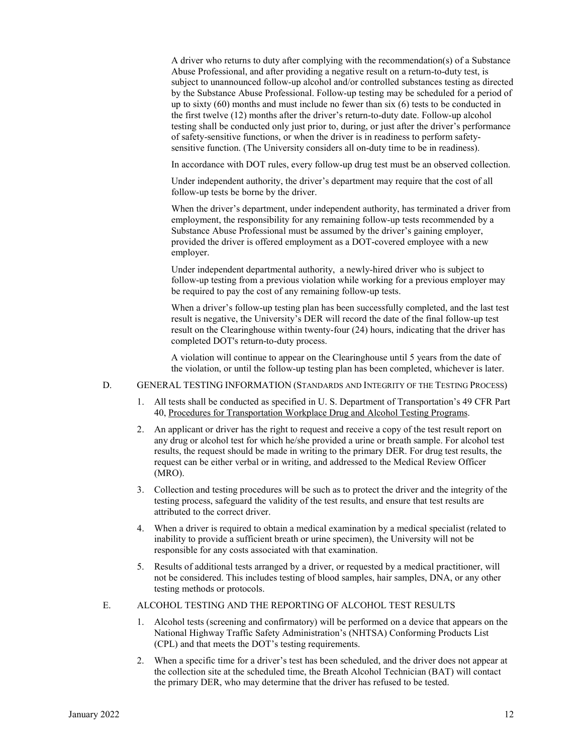A driver who returns to duty after complying with the recommendation(s) of a Substance Abuse Professional, and after providing a negative result on a return-to-duty test, is subject to unannounced follow-up alcohol and/or controlled substances testing as directed by the Substance Abuse Professional. Follow-up testing may be scheduled for a period of up to sixty (60) months and must include no fewer than six (6) tests to be conducted in the first twelve (12) months after the driver's return-to-duty date. Follow-up alcohol testing shall be conducted only just prior to, during, or just after the driver's performance of safety-sensitive functions, or when the driver is in readiness to perform safety-sensitive function. (The University considers all on-duty time to be in readiness).

In accordance with DOT rules, every follow-up drug test must be an observed collection.

Under independent authority, the driver's department may require that the cost of all follow-up tests be borne by the driver.

When the driver's department, under independent authority, has terminated a driver from employment, the responsibility for any remaining follow-up tests recommended by a Substance Abuse Professional must be assumed by the driver's gaining employer, provided the driver is offered employment as a DOT-covered employee with a new employer.

Under independent departmental authority, a newly-hired driver who is subject to follow-up testing from a previous violation while working for a previous employer may be required to pay the cost of any remaining follow-up tests.

When a driver's follow-up testing plan has been successfully completed, and the last test result is negative, the University's DER will record the date of the final follow-up test result on the Clearinghouse within twenty-four (24) hours, indicating that the driver has completed DOT's return-to-duty process.

A violation will continue to appear on the Clearinghouse until 5 years from the date of the violation, or until the follow-up testing plan has been completed, whichever is later.

D. GENERAL TESTING INFORMATION (STANDARDS AND INTEGRITY OF THE TESTING PROCESS)

1. All tests shall be conducted as specified in U. S. Department of Transportation's 49 CFR Part 40, Procedures for Transportation Workplace Drug and Alcohol Testing Programs.
2. An applicant or driver has the right to request and receive a copy of the test result report on any drug or alcohol test for which he/she provided a urine or breath sample. For alcohol test results, the request should be made in writing to the primary DER. For drug test results, the request can be either verbal or in writing, and addressed to the Medical Review Officer (MRO).
3. Collection and testing procedures will be such as to protect the driver and the integrity of the testing process, safeguard the validity of the test results, and ensure that test results are attributed to the correct driver.
4. When a driver is required to obtain a medical examination by a medical specialist (related to inability to provide a sufficient breath or urine specimen), the University will not be responsible for any costs associated with that examination.
5. Results of additional tests arranged by a driver, or requested by a medical practitioner, will not be considered. This includes testing of blood samples, hair samples, DNA, or any other testing methods or protocols.

E. ALCOHOL TESTING AND THE REPORTING OF ALCOHOL TEST RESULTS

1. Alcohol tests (screening and confirmatory) will be performed on a device that appears on the National Highway Traffic Safety Administration's (NHTSA) Conforming Products List (CPL) and that meets the DOT's testing requirements.
2. When a specific time for a driver's test has been scheduled, and the driver does not appear at the collection site at the scheduled time, the Breath Alcohol Technician (BAT) will contact the primary DER, who may determine that the driver has refused to be tested.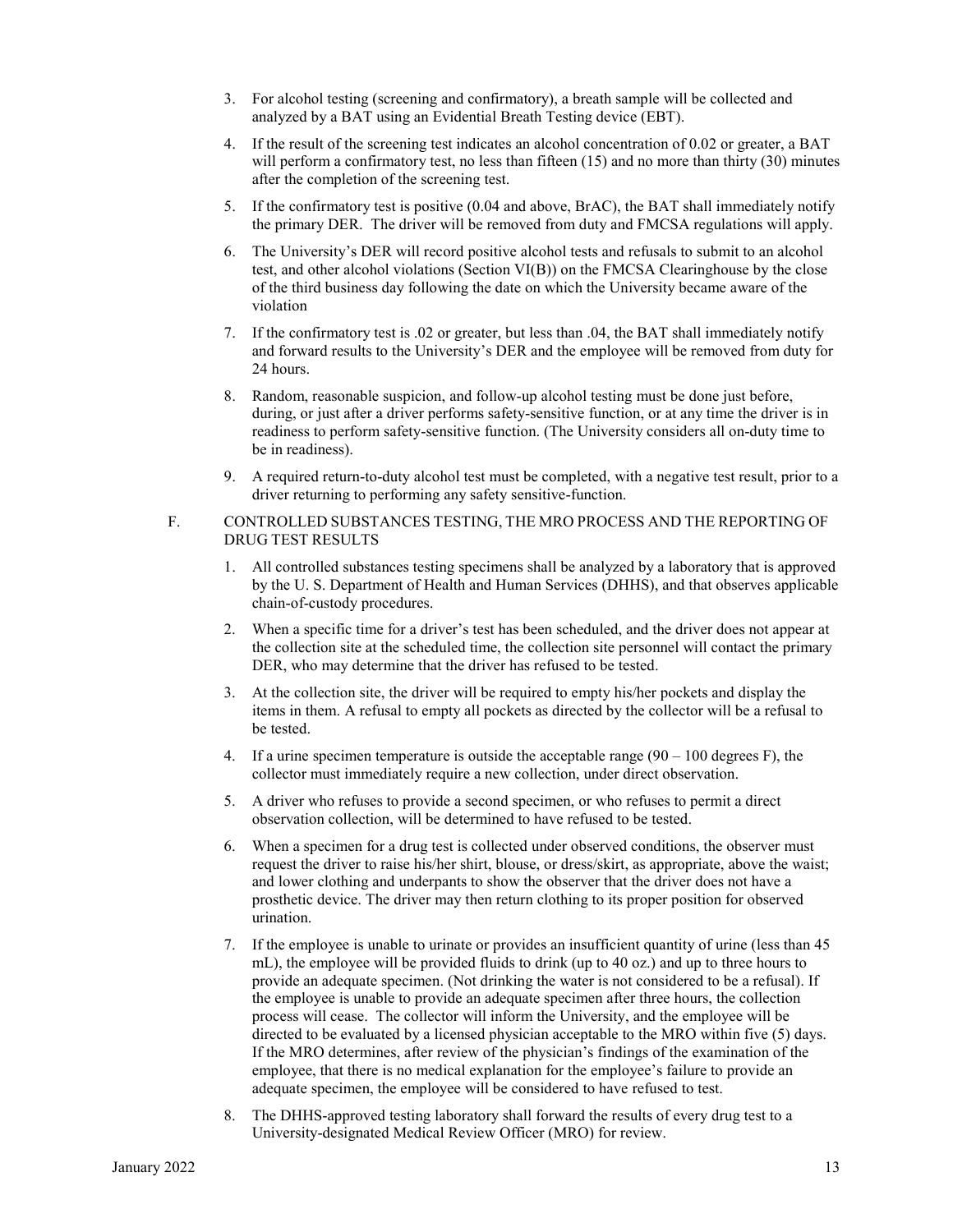3. For alcohol testing (screening and confirmatory), a breath sample will be collected and analyzed by a BAT using an Evidential Breath Testing device (EBT).

4. If the result of the screening test indicates an alcohol concentration of 0.02 or greater, a BAT will perform a confirmatory test, no less than fifteen (15) and no more than thirty (30) minutes after the completion of the screening test.

5. If the confirmatory test is positive (0.04 and above, BrAC), the BAT shall immediately notify the primary DER. The driver will be removed from duty and FMCSA regulations will apply.

6. The University's DER will record positive alcohol tests and refusals to submit to an alcohol test, and other alcohol violations (Section VI(B)) on the FMCSA Clearinghouse by the close of the third business day following the date on which the University became aware of the violation

7. If the confirmatory test is .02 or greater, but less than .04, the BAT shall immediately notify and forward results to the University's DER and the employee will be removed from duty for 24 hours.

8. Random, reasonable suspicion, and follow-up alcohol testing must be done just before, during, or just after a driver performs safety-sensitive function, or at any time the driver is in readiness to perform safety-sensitive function. (The University considers all on-duty time to be in readiness).

9. A required return-to-duty alcohol test must be completed, with a negative test result, prior to a driver returning to performing any safety sensitive-function.

F. CONTROLLED SUBSTANCES TESTING, THE MRO PROCESS AND THE REPORTING OF DRUG TEST RESULTS

1. All controlled substances testing specimens shall be analyzed by a laboratory that is approved by the U. S. Department of Health and Human Services (DHHS), and that observes applicable chain-of-custody procedures.

2. When a specific time for a driver's test has been scheduled, and the driver does not appear at the collection site at the scheduled time, the collection site personnel will contact the primary DER, who may determine that the driver has refused to be tested.

3. At the collection site, the driver will be required to empty his/her pockets and display the items in them. A refusal to empty all pockets as directed by the collector will be a refusal to be tested.

4. If a urine specimen temperature is outside the acceptable range (90 – 100 degrees F), the collector must immediately require a new collection, under direct observation.

5. A driver who refuses to provide a second specimen, or who refuses to permit a direct observation collection, will be determined to have refused to be tested.

6. When a specimen for a drug test is collected under observed conditions, the observer must request the driver to raise his/her shirt, blouse, or dress/skirt, as appropriate, above the waist; and lower clothing and underpants to show the observer that the driver does not have a prosthetic device. The driver may then return clothing to its proper position for observed urination.

7. If the employee is unable to urinate or provides an insufficient quantity of urine (less than 45 mL), the employee will be provided fluids to drink (up to 40 oz.) and up to three hours to provide an adequate specimen. (Not drinking the water is not considered to be a refusal). If the employee is unable to provide an adequate specimen after three hours, the collection process will cease. The collector will inform the University, and the employee will be directed to be evaluated by a licensed physician acceptable to the MRO within five (5) days. If the MRO determines, after review of the physician's findings of the examination of the employee, that there is no medical explanation for the employee's failure to provide an adequate specimen, the employee will be considered to have refused to test.

8. The DHHS-approved testing laboratory shall forward the results of every drug test to a University-designated Medical Review Officer (MRO) for review.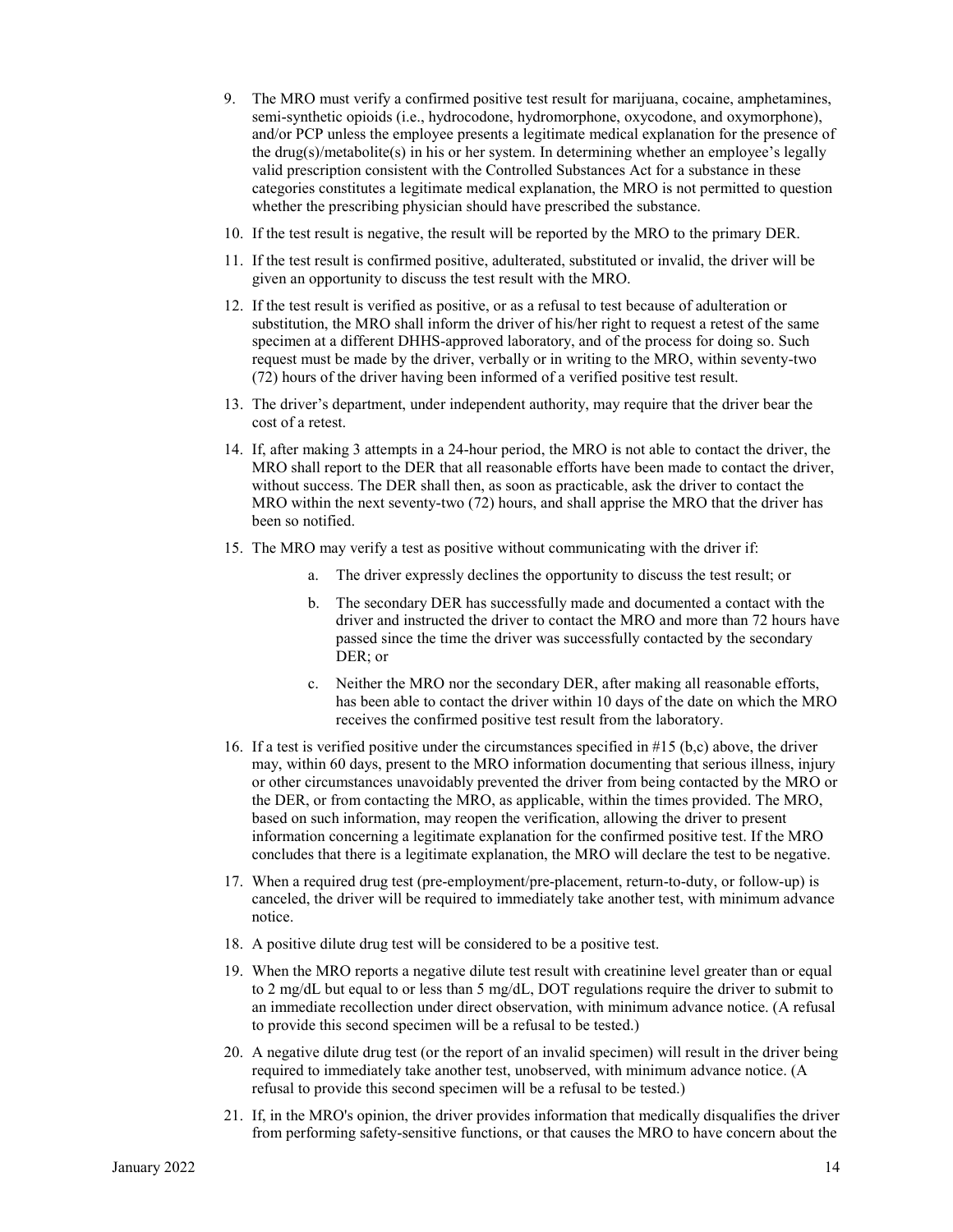9. The MRO must verify a confirmed positive test result for marijuana, cocaine, amphetamines, semi-synthetic opioids (i.e., hydrocodone, hydromorphone, oxycodone, and oxymorphone), and/or PCP unless the employee presents a legitimate medical explanation for the presence of the drug(s)/metabolite(s) in his or her system. In determining whether an employee's legally valid prescription consistent with the Controlled Substances Act for a substance in these categories constitutes a legitimate medical explanation, the MRO is not permitted to question whether the prescribing physician should have prescribed the substance.
10. If the test result is negative, the result will be reported by the MRO to the primary DER.
11. If the test result is confirmed positive, adulterated, substituted or invalid, the driver will be given an opportunity to discuss the test result with the MRO.
12. If the test result is verified as positive, or as a refusal to test because of adulteration or substitution, the MRO shall inform the driver of his/her right to request a retest of the same specimen at a different DHHS-approved laboratory, and of the process for doing so. Such request must be made by the driver, verbally or in writing to the MRO, within seventy-two (72) hours of the driver having been informed of a verified positive test result.
13. The driver's department, under independent authority, may require that the driver bear the cost of a retest.
14. If, after making 3 attempts in a 24-hour period, the MRO is not able to contact the driver, the MRO shall report to the DER that all reasonable efforts have been made to contact the driver, without success. The DER shall then, as soon as practicable, ask the driver to contact the MRO within the next seventy-two (72) hours, and shall apprise the MRO that the driver has been so notified.
15. The MRO may verify a test as positive without communicating with the driver if:
    a. The driver expressly declines the opportunity to discuss the test result; or
    b. The secondary DER has successfully made and documented a contact with the driver and instructed the driver to contact the MRO and more than 72 hours have passed since the time the driver was successfully contacted by the secondary DER; or
    c. Neither the MRO nor the secondary DER, after making all reasonable efforts, has been able to contact the driver within 10 days of the date on which the MRO receives the confirmed positive test result from the laboratory.
16. If a test is verified positive under the circumstances specified in #15 (b,c) above, the driver may, within 60 days, present to the MRO information documenting that serious illness, injury or other circumstances unavoidably prevented the driver from being contacted by the MRO or the DER, or from contacting the MRO, as applicable, within the times provided. The MRO, based on such information, may reopen the verification, allowing the driver to present information concerning a legitimate explanation for the confirmed positive test. If the MRO concludes that there is a legitimate explanation, the MRO will declare the test to be negative.
17. When a required drug test (pre-employment/pre-placement, return-to-duty, or follow-up) is canceled, the driver will be required to immediately take another test, with minimum advance notice.
18. A positive dilute drug test will be considered to be a positive test.
19. When the MRO reports a negative dilute test result with creatinine level greater than or equal to 2 mg/dL but equal to or less than 5 mg/dL, DOT regulations require the driver to submit to an immediate recollection under direct observation, with minimum advance notice. (A refusal to provide this second specimen will be a refusal to be tested.)
20. A negative dilute drug test (or the report of an invalid specimen) will result in the driver being required to immediately take another test, unobserved, with minimum advance notice. (A refusal to provide this second specimen will be a refusal to be tested.)
21. If, in the MRO's opinion, the driver provides information that medically disqualifies the driver from performing safety-sensitive functions, or that causes the MRO to have concern about the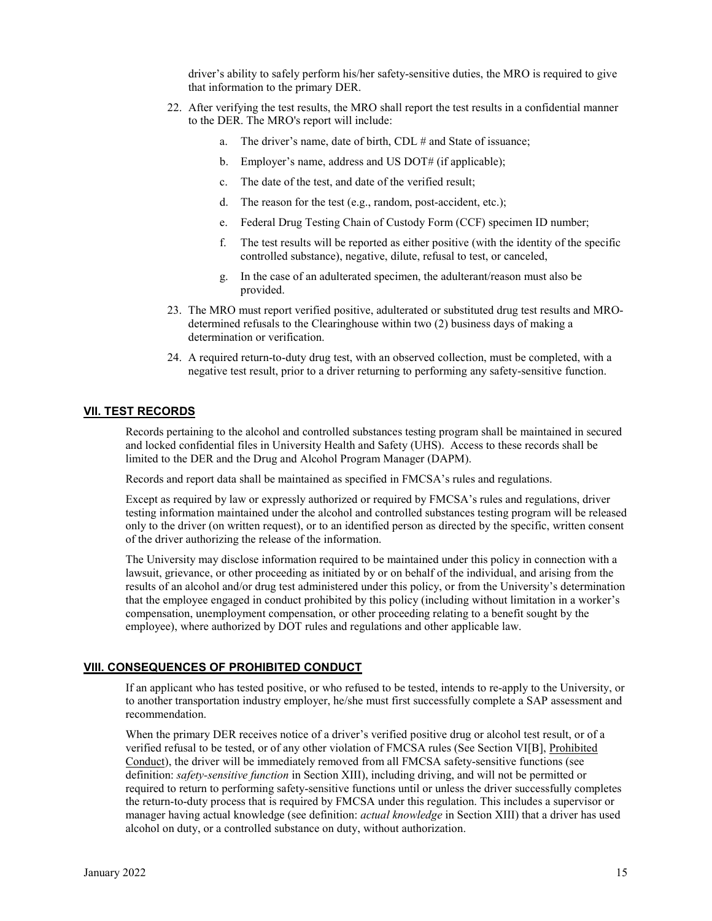driver's ability to safely perform his/her safety-sensitive duties, the MRO is required to give that information to the primary DER.

22. After verifying the test results, the MRO shall report the test results in a confidential manner to the DER. The MRO's report will include:
    a. The driver's name, date of birth, CDL # and State of issuance;
    b. Employer's name, address and US DOT# (if applicable);
    c. The date of the test, and date of the verified result;
    d. The reason for the test (e.g., random, post-accident, etc.);
    e. Federal Drug Testing Chain of Custody Form (CCF) specimen ID number;
    f. The test results will be reported as either positive (with the identity of the specific controlled substance), negative, dilute, refusal to test, or canceled,
    g. In the case of an adulterated specimen, the adulterant/reason must also be provided.
23. The MRO must report verified positive, adulterated or substituted drug test results and MRO-determined refusals to the Clearinghouse within two (2) business days of making a determination or verification.
24. A required return-to-duty drug test, with an observed collection, must be completed, with a negative test result, prior to a driver returning to performing any safety-sensitive function.

## VII. TEST RECORDS

Records pertaining to the alcohol and controlled substances testing program shall be maintained in secured and locked confidential files in University Health and Safety (UHS). Access to these records shall be limited to the DER and the Drug and Alcohol Program Manager (DAPM).

Records and report data shall be maintained as specified in FMCSA's rules and regulations.

Except as required by law or expressly authorized or required by FMCSA's rules and regulations, driver testing information maintained under the alcohol and controlled substances testing program will be released only to the driver (on written request), or to an identified person as directed by the specific, written consent of the driver authorizing the release of the information.

The University may disclose information required to be maintained under this policy in connection with a lawsuit, grievance, or other proceeding as initiated by or on behalf of the individual, and arising from the results of an alcohol and/or drug test administered under this policy, or from the University's determination that the employee engaged in conduct prohibited by this policy (including without limitation in a worker's compensation, unemployment compensation, or other proceeding relating to a benefit sought by the employee), where authorized by DOT rules and regulations and other applicable law.

## VIII. CONSEQUENCES OF PROHIBITED CONDUCT

If an applicant who has tested positive, or who refused to be tested, intends to re-apply to the University, or to another transportation industry employer, he/she must first successfully complete a SAP assessment and recommendation.

When the primary DER receives notice of a driver's verified positive drug or alcohol test result, or of a verified refusal to be tested, or of any other violation of FMCSA rules (See Section VI[B], Prohibited Conduct), the driver will be immediately removed from all FMCSA safety-sensitive functions (see definition: *safety-sensitive function* in Section XIII), including driving, and will not be permitted or required to return to performing safety-sensitive functions until or unless the driver successfully completes the return-to-duty process that is required by FMCSA under this regulation. This includes a supervisor or manager having actual knowledge (see definition: *actual knowledge* in Section XIII) that a driver has used alcohol on duty, or a controlled substance on duty, without authorization.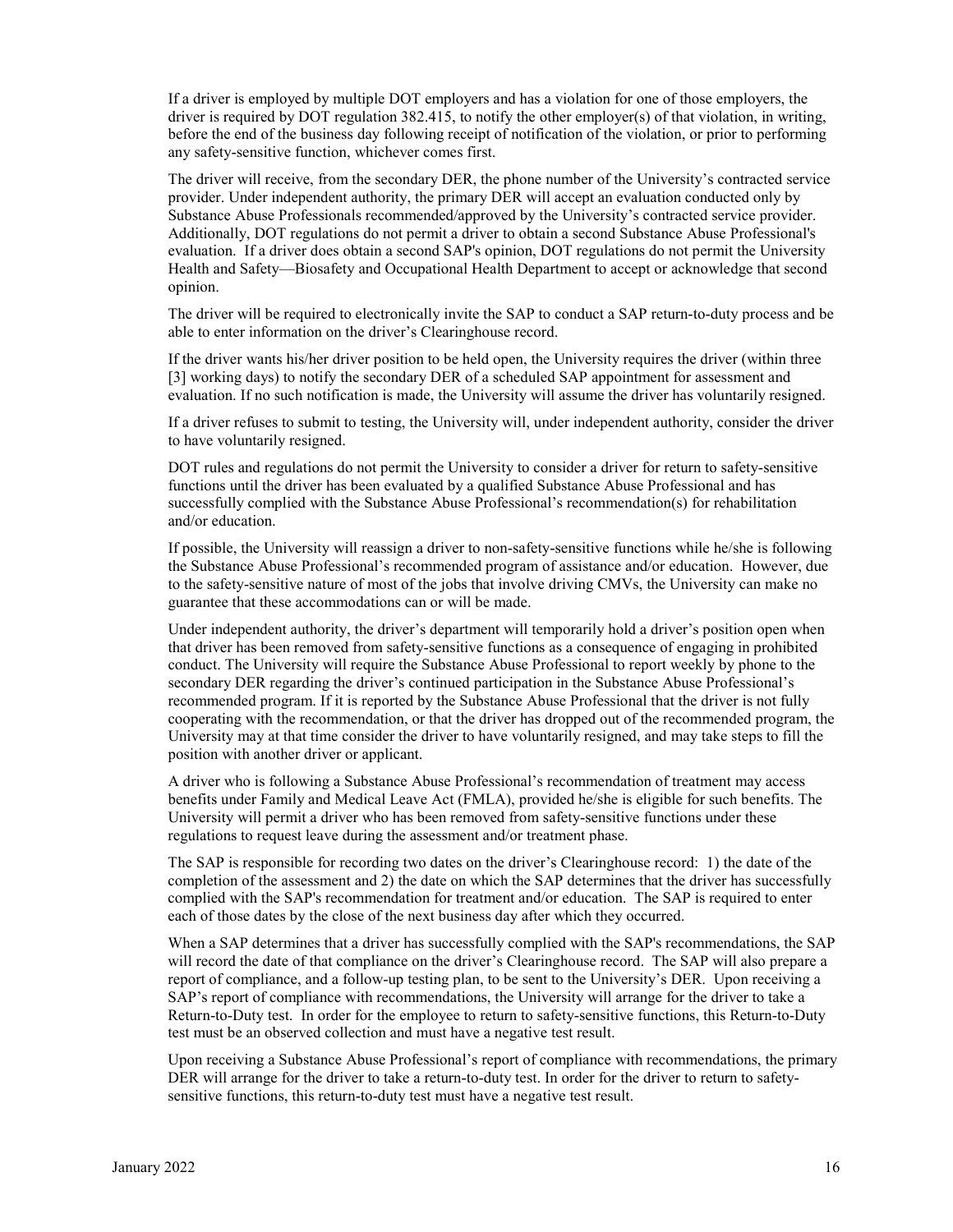If a driver is employed by multiple DOT employers and has a violation for one of those employers, the driver is required by DOT regulation 382.415, to notify the other employer(s) of that violation, in writing, before the end of the business day following receipt of notification of the violation, or prior to performing any safety-sensitive function, whichever comes first.

The driver will receive, from the secondary DER, the phone number of the University's contracted service provider. Under independent authority, the primary DER will accept an evaluation conducted only by Substance Abuse Professionals recommended/approved by the University's contracted service provider. Additionally, DOT regulations do not permit a driver to obtain a second Substance Abuse Professional's evaluation. If a driver does obtain a second SAP's opinion, DOT regulations do not permit the University Health and Safety—Biosafety and Occupational Health Department to accept or acknowledge that second opinion.

The driver will be required to electronically invite the SAP to conduct a SAP return-to-duty process and be able to enter information on the driver's Clearinghouse record.

If the driver wants his/her driver position to be held open, the University requires the driver (within three [3] working days) to notify the secondary DER of a scheduled SAP appointment for assessment and evaluation. If no such notification is made, the University will assume the driver has voluntarily resigned.

If a driver refuses to submit to testing, the University will, under independent authority, consider the driver to have voluntarily resigned.

DOT rules and regulations do not permit the University to consider a driver for return to safety-sensitive functions until the driver has been evaluated by a qualified Substance Abuse Professional and has successfully complied with the Substance Abuse Professional's recommendation(s) for rehabilitation and/or education.

If possible, the University will reassign a driver to non-safety-sensitive functions while he/she is following the Substance Abuse Professional's recommended program of assistance and/or education. However, due to the safety-sensitive nature of most of the jobs that involve driving CMVs, the University can make no guarantee that these accommodations can or will be made.

Under independent authority, the driver's department will temporarily hold a driver's position open when that driver has been removed from safety-sensitive functions as a consequence of engaging in prohibited conduct. The University will require the Substance Abuse Professional to report weekly by phone to the secondary DER regarding the driver's continued participation in the Substance Abuse Professional's recommended program. If it is reported by the Substance Abuse Professional that the driver is not fully cooperating with the recommendation, or that the driver has dropped out of the recommended program, the University may at that time consider the driver to have voluntarily resigned, and may take steps to fill the position with another driver or applicant.

A driver who is following a Substance Abuse Professional's recommendation of treatment may access benefits under Family and Medical Leave Act (FMLA), provided he/she is eligible for such benefits. The University will permit a driver who has been removed from safety-sensitive functions under these regulations to request leave during the assessment and/or treatment phase.

The SAP is responsible for recording two dates on the driver's Clearinghouse record: 1) the date of the completion of the assessment and 2) the date on which the SAP determines that the driver has successfully complied with the SAP's recommendation for treatment and/or education. The SAP is required to enter each of those dates by the close of the next business day after which they occurred.

When a SAP determines that a driver has successfully complied with the SAP's recommendations, the SAP will record the date of that compliance on the driver's Clearinghouse record. The SAP will also prepare a report of compliance, and a follow-up testing plan, to be sent to the University's DER. Upon receiving a SAP's report of compliance with recommendations, the University will arrange for the driver to take a Return-to-Duty test. In order for the employee to return to safety-sensitive functions, this Return-to-Duty test must be an observed collection and must have a negative test result.

Upon receiving a Substance Abuse Professional's report of compliance with recommendations, the primary DER will arrange for the driver to take a return-to-duty test. In order for the driver to return to safety-sensitive functions, this return-to-duty test must have a negative test result.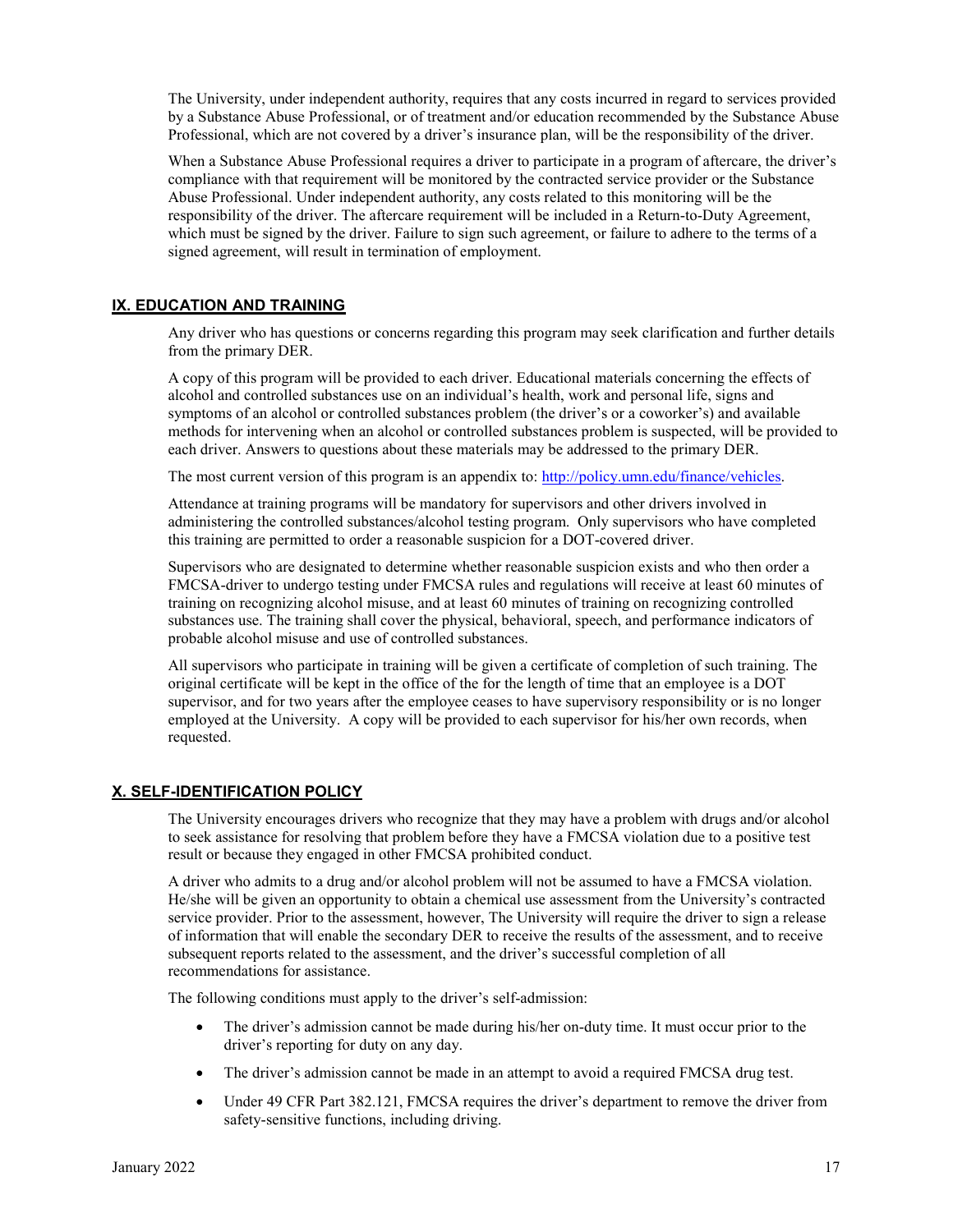The University, under independent authority, requires that any costs incurred in regard to services provided by a Substance Abuse Professional, or of treatment and/or education recommended by the Substance Abuse Professional, which are not covered by a driver's insurance plan, will be the responsibility of the driver.

When a Substance Abuse Professional requires a driver to participate in a program of aftercare, the driver's compliance with that requirement will be monitored by the contracted service provider or the Substance Abuse Professional. Under independent authority, any costs related to this monitoring will be the responsibility of the driver. The aftercare requirement will be included in a Return-to-Duty Agreement, which must be signed by the driver. Failure to sign such agreement, or failure to adhere to the terms of a signed agreement, will result in termination of employment.

## IX. EDUCATION AND TRAINING

Any driver who has questions or concerns regarding this program may seek clarification and further details from the primary DER.

A copy of this program will be provided to each driver. Educational materials concerning the effects of alcohol and controlled substances use on an individual's health, work and personal life, signs and symptoms of an alcohol or controlled substances problem (the driver's or a coworker's) and available methods for intervening when an alcohol or controlled substances problem is suspected, will be provided to each driver. Answers to questions about these materials may be addressed to the primary DER.

The most current version of this program is an appendix to: [http://policy.umn.edu/finance/vehicles](http://policy.umn.edu/finance/vehicles).

Attendance at training programs will be mandatory for supervisors and other drivers involved in administering the controlled substances/alcohol testing program. Only supervisors who have completed this training are permitted to order a reasonable suspicion for a DOT-covered driver.

Supervisors who are designated to determine whether reasonable suspicion exists and who then order a FMCSA-driver to undergo testing under FMCSA rules and regulations will receive at least 60 minutes of training on recognizing alcohol misuse, and at least 60 minutes of training on recognizing controlled substances use. The training shall cover the physical, behavioral, speech, and performance indicators of probable alcohol misuse and use of controlled substances.

All supervisors who participate in training will be given a certificate of completion of such training. The original certificate will be kept in the office of the for the length of time that an employee is a DOT supervisor, and for two years after the employee ceases to have supervisory responsibility or is no longer employed at the University. A copy will be provided to each supervisor for his/her own records, when requested.

## X. SELF-IDENTIFICATION POLICY

The University encourages drivers who recognize that they may have a problem with drugs and/or alcohol to seek assistance for resolving that problem before they have a FMCSA violation due to a positive test result or because they engaged in other FMCSA prohibited conduct.

A driver who admits to a drug and/or alcohol problem will not be assumed to have a FMCSA violation. He/she will be given an opportunity to obtain a chemical use assessment from the University's contracted service provider. Prior to the assessment, however, The University will require the driver to sign a release of information that will enable the secondary DER to receive the results of the assessment, and to receive subsequent reports related to the assessment, and the driver's successful completion of all recommendations for assistance.

The following conditions must apply to the driver's self-admission:

- The driver's admission cannot be made during his/her on-duty time. It must occur prior to the driver's reporting for duty on any day.
- The driver's admission cannot be made in an attempt to avoid a required FMCSA drug test.
- Under 49 CFR Part 382.121, FMCSA requires the driver's department to remove the driver from safety-sensitive functions, including driving.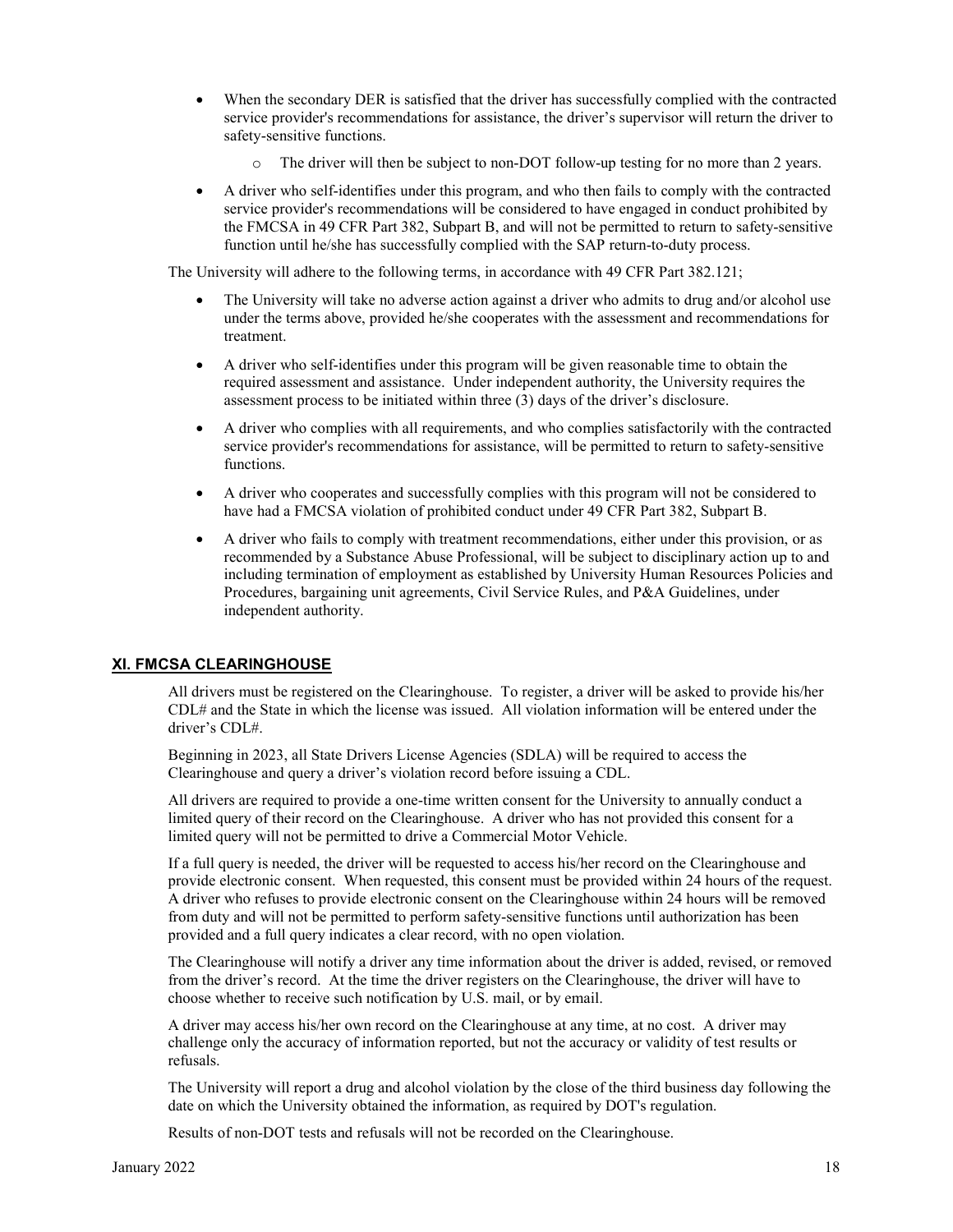- When the secondary DER is satisfied that the driver has successfully complied with the contracted service provider's recommendations for assistance, the driver's supervisor will return the driver to safety-sensitive functions.
  - The driver will then be subject to non-DOT follow-up testing for no more than 2 years.
- A driver who self-identifies under this program, and who then fails to comply with the contracted service provider's recommendations will be considered to have engaged in conduct prohibited by the FMCSA in 49 CFR Part 382, Subpart B, and will not be permitted to return to safety-sensitive function until he/she has successfully complied with the SAP return-to-duty process.

The University will adhere to the following terms, in accordance with 49 CFR Part 382.121;

- The University will take no adverse action against a driver who admits to drug and/or alcohol use under the terms above, provided he/she cooperates with the assessment and recommendations for treatment.
- A driver who self-identifies under this program will be given reasonable time to obtain the required assessment and assistance. Under independent authority, the University requires the assessment process to be initiated within three (3) days of the driver's disclosure.
- A driver who complies with all requirements, and who complies satisfactorily with the contracted service provider's recommendations for assistance, will be permitted to return to safety-sensitive functions.
- A driver who cooperates and successfully complies with this program will not be considered to have had a FMCSA violation of prohibited conduct under 49 CFR Part 382, Subpart B.
- A driver who fails to comply with treatment recommendations, either under this provision, or as recommended by a Substance Abuse Professional, will be subject to disciplinary action up to and including termination of employment as established by University Human Resources Policies and Procedures, bargaining unit agreements, Civil Service Rules, and P&A Guidelines, under independent authority.

## XI. FMCSA CLEARINGHOUSE

All drivers must be registered on the Clearinghouse. To register, a driver will be asked to provide his/her CDL# and the State in which the license was issued. All violation information will be entered under the driver's CDL#.

Beginning in 2023, all State Drivers License Agencies (SDLA) will be required to access the Clearinghouse and query a driver's violation record before issuing a CDL.

All drivers are required to provide a one-time written consent for the University to annually conduct a limited query of their record on the Clearinghouse. A driver who has not provided this consent for a limited query will not be permitted to drive a Commercial Motor Vehicle.

If a full query is needed, the driver will be requested to access his/her record on the Clearinghouse and provide electronic consent. When requested, this consent must be provided within 24 hours of the request. A driver who refuses to provide electronic consent on the Clearinghouse within 24 hours will be removed from duty and will not be permitted to perform safety-sensitive functions until authorization has been provided and a full query indicates a clear record, with no open violation.

The Clearinghouse will notify a driver any time information about the driver is added, revised, or removed from the driver's record. At the time the driver registers on the Clearinghouse, the driver will have to choose whether to receive such notification by U.S. mail, or by email.

A driver may access his/her own record on the Clearinghouse at any time, at no cost. A driver may challenge only the accuracy of information reported, but not the accuracy or validity of test results or refusals.

The University will report a drug and alcohol violation by the close of the third business day following the date on which the University obtained the information, as required by DOT's regulation.

Results of non-DOT tests and refusals will not be recorded on the Clearinghouse.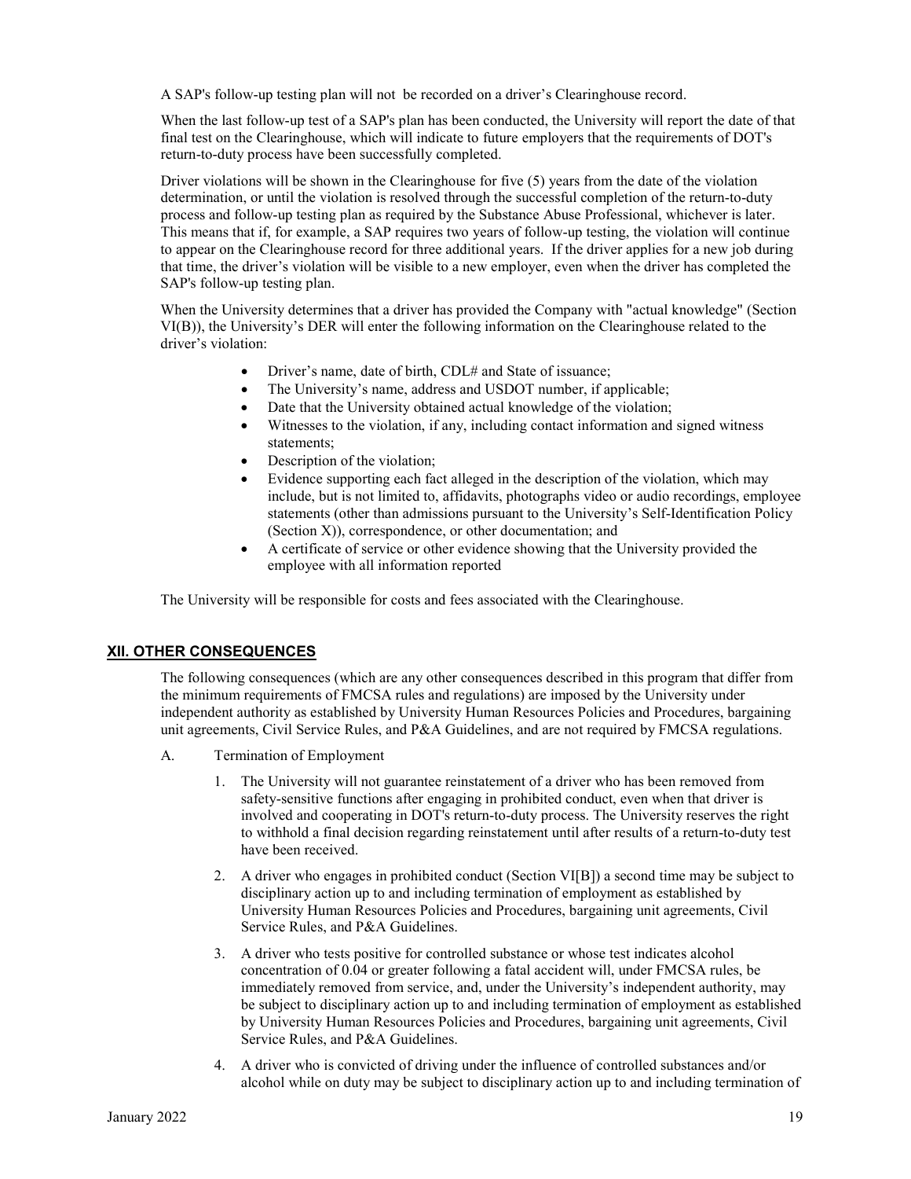A SAP's follow-up testing plan will not be recorded on a driver's Clearinghouse record.

When the last follow-up test of a SAP's plan has been conducted, the University will report the date of that final test on the Clearinghouse, which will indicate to future employers that the requirements of DOT's return-to-duty process have been successfully completed.

Driver violations will be shown in the Clearinghouse for five (5) years from the date of the violation determination, or until the violation is resolved through the successful completion of the return-to-duty process and follow-up testing plan as required by the Substance Abuse Professional, whichever is later. This means that if, for example, a SAP requires two years of follow-up testing, the violation will continue to appear on the Clearinghouse record for three additional years. If the driver applies for a new job during that time, the driver's violation will be visible to a new employer, even when the driver has completed the SAP's follow-up testing plan.

When the University determines that a driver has provided the Company with "actual knowledge" (Section VI(B)), the University's DER will enter the following information on the Clearinghouse related to the driver's violation:

- Driver's name, date of birth, CDL# and State of issuance;
- The University's name, address and USDOT number, if applicable;
- Date that the University obtained actual knowledge of the violation;
- Witnesses to the violation, if any, including contact information and signed witness statements;
- Description of the violation;
- Evidence supporting each fact alleged in the description of the violation, which may include, but is not limited to, affidavits, photographs video or audio recordings, employee statements (other than admissions pursuant to the University's Self-Identification Policy (Section X)), correspondence, or other documentation; and
- A certificate of service or other evidence showing that the University provided the employee with all information reported

The University will be responsible for costs and fees associated with the Clearinghouse.

## XII. OTHER CONSEQUENCES

The following consequences (which are any other consequences described in this program that differ from the minimum requirements of FMCSA rules and regulations) are imposed by the University under independent authority as established by University Human Resources Policies and Procedures, bargaining unit agreements, Civil Service Rules, and P&A Guidelines, and are not required by FMCSA regulations.

A. Termination of Employment

1. The University will not guarantee reinstatement of a driver who has been removed from safety-sensitive functions after engaging in prohibited conduct, even when that driver is involved and cooperating in DOT's return-to-duty process. The University reserves the right to withhold a final decision regarding reinstatement until after results of a return-to-duty test have been received.
2. A driver who engages in prohibited conduct (Section VI[B]) a second time may be subject to disciplinary action up to and including termination of employment as established by University Human Resources Policies and Procedures, bargaining unit agreements, Civil Service Rules, and P&A Guidelines.
3. A driver who tests positive for controlled substance or whose test indicates alcohol concentration of 0.04 or greater following a fatal accident will, under FMCSA rules, be immediately removed from service, and, under the University's independent authority, may be subject to disciplinary action up to and including termination of employment as established by University Human Resources Policies and Procedures, bargaining unit agreements, Civil Service Rules, and P&A Guidelines.
4. A driver who is convicted of driving under the influence of controlled substances and/or alcohol while on duty may be subject to disciplinary action up to and including termination of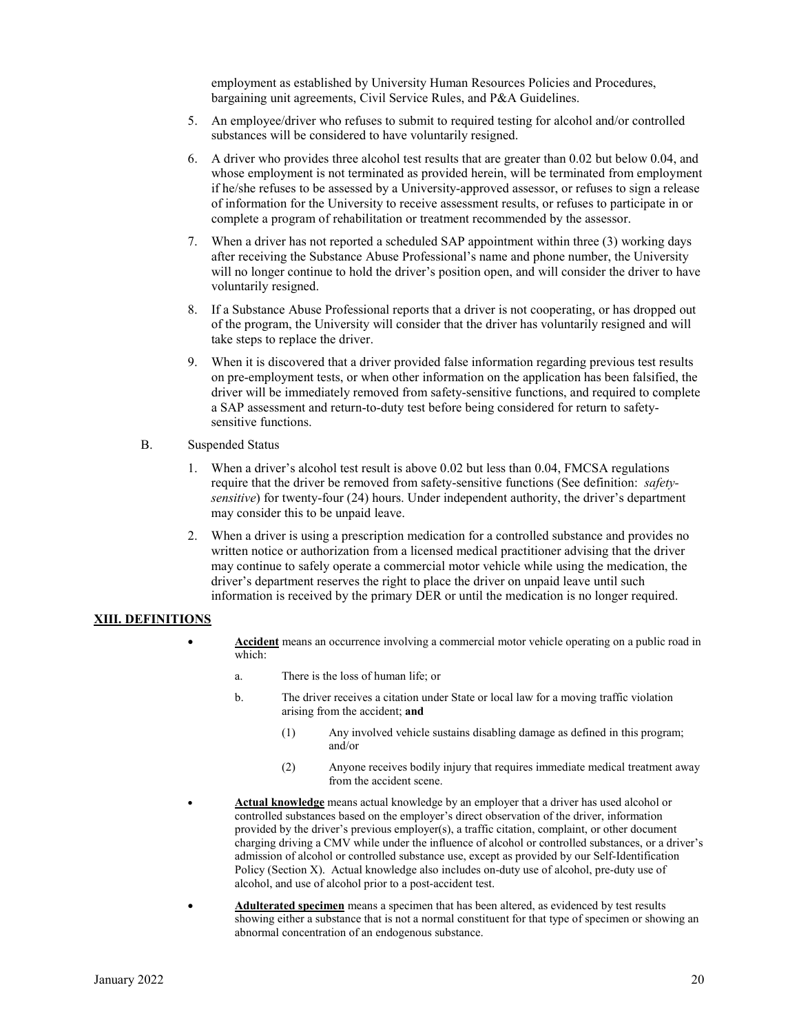employment as established by University Human Resources Policies and Procedures, bargaining unit agreements, Civil Service Rules, and P&A Guidelines.

5. An employee/driver who refuses to submit to required testing for alcohol and/or controlled substances will be considered to have voluntarily resigned.
6. A driver who provides three alcohol test results that are greater than 0.02 but below 0.04, and whose employment is not terminated as provided herein, will be terminated from employment if he/she refuses to be assessed by a University-approved assessor, or refuses to sign a release of information for the University to receive assessment results, or refuses to participate in or complete a program of rehabilitation or treatment recommended by the assessor.
7. When a driver has not reported a scheduled SAP appointment within three (3) working days after receiving the Substance Abuse Professional's name and phone number, the University will no longer continue to hold the driver's position open, and will consider the driver to have voluntarily resigned.
8. If a Substance Abuse Professional reports that a driver is not cooperating, or has dropped out of the program, the University will consider that the driver has voluntarily resigned and will take steps to replace the driver.
9. When it is discovered that a driver provided false information regarding previous test results on pre-employment tests, or when other information on the application has been falsified, the driver will be immediately removed from safety-sensitive functions, and required to complete a SAP assessment and return-to-duty test before being considered for return to safety-sensitive functions.

B. Suspended Status

1. When a driver's alcohol test result is above 0.02 but less than 0.04, FMCSA regulations require that the driver be removed from safety-sensitive functions (See definition: *safety-sensitive*) for twenty-four (24) hours. Under independent authority, the driver's department may consider this to be unpaid leave.
2. When a driver is using a prescription medication for a controlled substance and provides no written notice or authorization from a licensed medical practitioner advising that the driver may continue to safely operate a commercial motor vehicle while using the medication, the driver's department reserves the right to place the driver on unpaid leave until such information is received by the primary DER or until the medication is no longer required.

## XIII. DEFINITIONS

- **Accident** means an occurrence involving a commercial motor vehicle operating on a public road in which:
  - a. There is the loss of human life; or
  - b. The driver receives a citation under State or local law for a moving traffic violation arising from the accident; **and**
    - (1) Any involved vehicle sustains disabling damage as defined in this program; and/or
    - (2) Anyone receives bodily injury that requires immediate medical treatment away from the accident scene.
- **Actual knowledge** means actual knowledge by an employer that a driver has used alcohol or controlled substances based on the employer's direct observation of the driver, information provided by the driver's previous employer(s), a traffic citation, complaint, or other document charging driving a CMV while under the influence of alcohol or controlled substances, or a driver's admission of alcohol or controlled substance use, except as provided by our Self-Identification Policy (Section X). Actual knowledge also includes on-duty use of alcohol, pre-duty use of alcohol, and use of alcohol prior to a post-accident test.
- **Adulterated specimen** means a specimen that has been altered, as evidenced by test results showing either a substance that is not a normal constituent for that type of specimen or showing an abnormal concentration of an endogenous substance.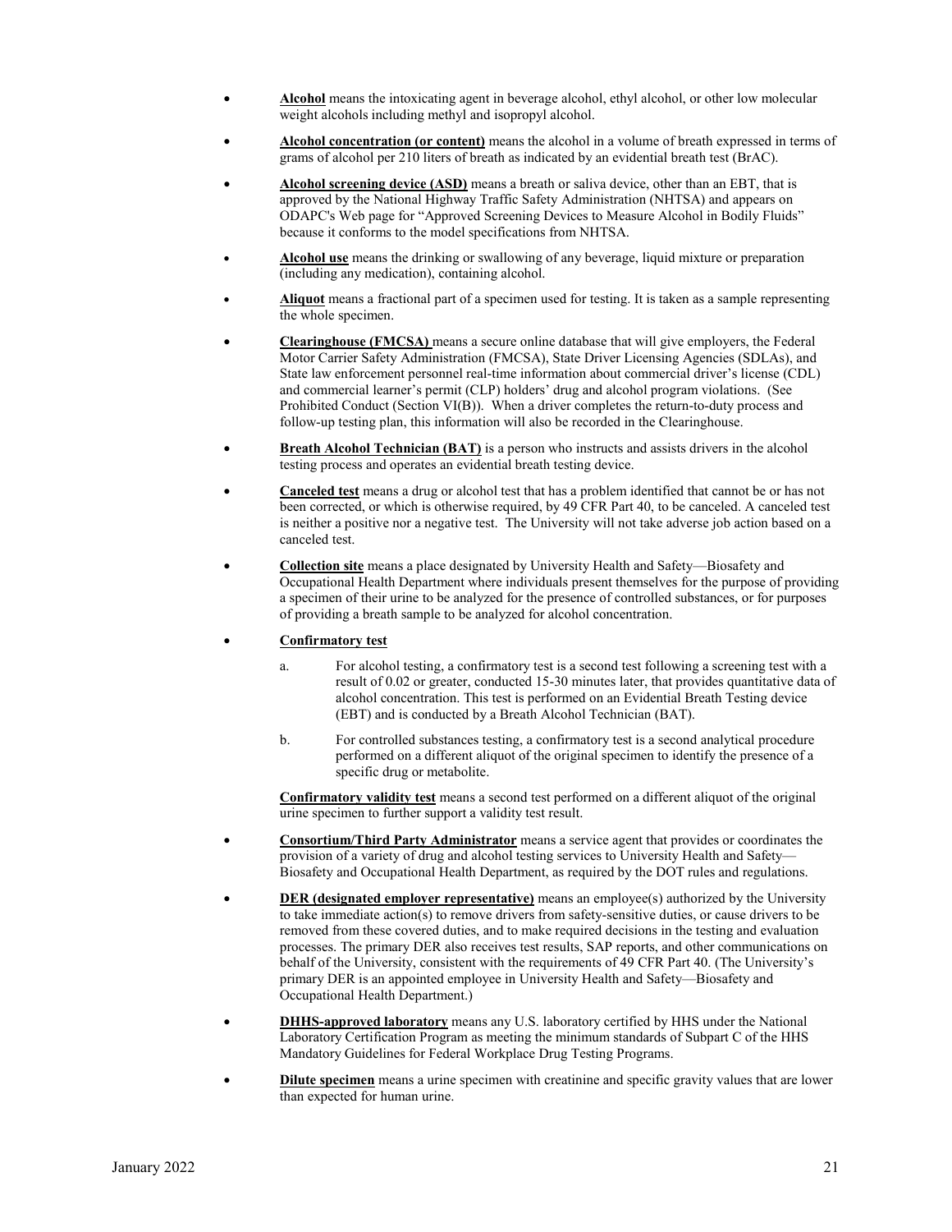- **Alcohol** means the intoxicating agent in beverage alcohol, ethyl alcohol, or other low molecular weight alcohols including methyl and isopropyl alcohol.

- **Alcohol concentration (or content)** means the alcohol in a volume of breath expressed in terms of grams of alcohol per 210 liters of breath as indicated by an evidential breath test (BrAC).

- **Alcohol screening device (ASD)** means a breath or saliva device, other than an EBT, that is approved by the National Highway Traffic Safety Administration (NHTSA) and appears on ODAPC's Web page for "Approved Screening Devices to Measure Alcohol in Bodily Fluids" because it conforms to the model specifications from NHTSA.

- **Alcohol use** means the drinking or swallowing of any beverage, liquid mixture or preparation (including any medication), containing alcohol.

- **Aliquot** means a fractional part of a specimen used for testing. It is taken as a sample representing the whole specimen.

- **Clearinghouse (FMCSA)** means a secure online database that will give employers, the Federal Motor Carrier Safety Administration (FMCSA), State Driver Licensing Agencies (SDLAs), and State law enforcement personnel real-time information about commercial driver's license (CDL) and commercial learner's permit (CLP) holders' drug and alcohol program violations. (See Prohibited Conduct (Section VI(B)). When a driver completes the return-to-duty process and follow-up testing plan, this information will also be recorded in the Clearinghouse.

- **Breath Alcohol Technician (BAT)** is a person who instructs and assists drivers in the alcohol testing process and operates an evidential breath testing device.

- **Canceled test** means a drug or alcohol test that has a problem identified that cannot be or has not been corrected, or which is otherwise required, by 49 CFR Part 40, to be canceled. A canceled test is neither a positive nor a negative test. The University will not take adverse job action based on a canceled test.

- **Collection site** means a place designated by University Health and Safety—Biosafety and Occupational Health Department where individuals present themselves for the purpose of providing a specimen of their urine to be analyzed for the presence of controlled substances, or for purposes of providing a breath sample to be analyzed for alcohol concentration.

- **Confirmatory test**

  a. For alcohol testing, a confirmatory test is a second test following a screening test with a result of 0.02 or greater, conducted 15-30 minutes later, that provides quantitative data of alcohol concentration. This test is performed on an Evidential Breath Testing device (EBT) and is conducted by a Breath Alcohol Technician (BAT).

  b. For controlled substances testing, a confirmatory test is a second analytical procedure performed on a different aliquot of the original specimen to identify the presence of a specific drug or metabolite.

  **Confirmatory validity test** means a second test performed on a different aliquot of the original urine specimen to further support a validity test result.

- **Consortium/Third Party Administrator** means a service agent that provides or coordinates the provision of a variety of drug and alcohol testing services to University Health and Safety—Biosafety and Occupational Health Department, as required by the DOT rules and regulations.

- **DER (designated employer representative)** means an employee(s) authorized by the University to take immediate action(s) to remove drivers from safety-sensitive duties, or cause drivers to be removed from these covered duties, and to make required decisions in the testing and evaluation processes. The primary DER also receives test results, SAP reports, and other communications on behalf of the University, consistent with the requirements of 49 CFR Part 40. (The University's primary DER is an appointed employee in University Health and Safety—Biosafety and Occupational Health Department.)

- **DHHS-approved laboratory** means any U.S. laboratory certified by HHS under the National Laboratory Certification Program as meeting the minimum standards of Subpart C of the HHS Mandatory Guidelines for Federal Workplace Drug Testing Programs.

- **Dilute specimen** means a urine specimen with creatinine and specific gravity values that are lower than expected for human urine.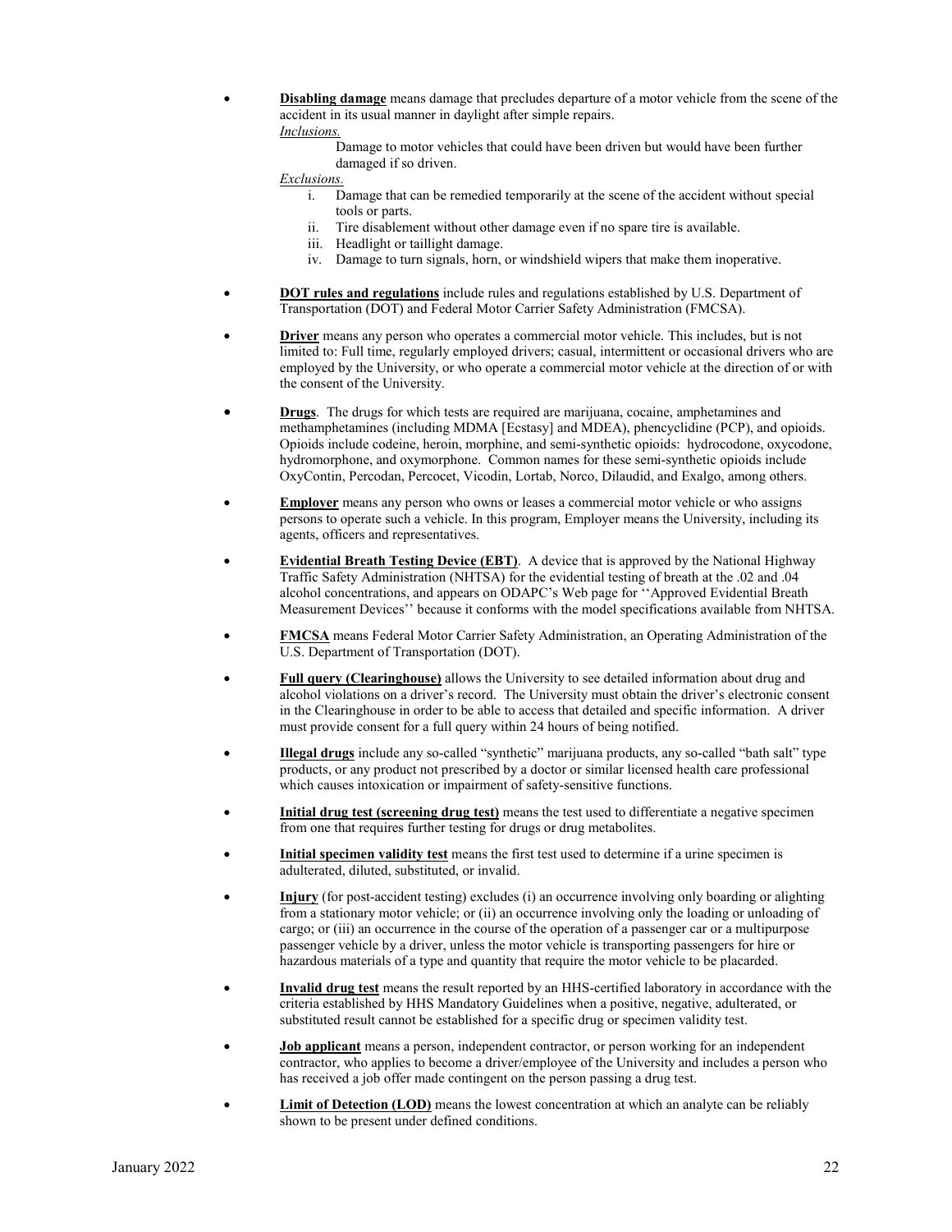- **Disabling damage** means damage that precludes departure of a motor vehicle from the scene of the accident in its usual manner in daylight after simple repairs.

  *Inclusions.*

  Damage to motor vehicles that could have been driven but would have been further damaged if so driven.

  *Exclusions.*

  i. Damage that can be remedied temporarily at the scene of the accident without special tools or parts.
  ii. Tire disablement without other damage even if no spare tire is available.
  iii. Headlight or taillight damage.
  iv. Damage to turn signals, horn, or windshield wipers that make them inoperative.

- **DOT rules and regulations** include rules and regulations established by U.S. Department of Transportation (DOT) and Federal Motor Carrier Safety Administration (FMCSA).

- **Driver** means any person who operates a commercial motor vehicle. This includes, but is not limited to: Full time, regularly employed drivers; casual, intermittent or occasional drivers who are employed by the University, or who operate a commercial motor vehicle at the direction of or with the consent of the University.

- **Drugs**. The drugs for which tests are required are marijuana, cocaine, amphetamines and methamphetamines (including MDMA [Ecstasy] and MDEA), phencyclidine (PCP), and opioids. Opioids include codeine, heroin, morphine, and semi-synthetic opioids: hydrocodone, oxycodone, hydromorphone, and oxymorphone. Common names for these semi-synthetic opioids include OxyContin, Percodan, Percocet, Vicodin, Lortab, Norco, Dilaudid, and Exalgo, among others.

- **Employer** means any person who owns or leases a commercial motor vehicle or who assigns persons to operate such a vehicle. In this program, Employer means the University, including its agents, officers and representatives.

- **Evidential Breath Testing Device (EBT)**. A device that is approved by the National Highway Traffic Safety Administration (NHTSA) for the evidential testing of breath at the .02 and .04 alcohol concentrations, and appears on ODAPC's Web page for ''Approved Evidential Breath Measurement Devices'' because it conforms with the model specifications available from NHTSA.

- **FMCSA** means Federal Motor Carrier Safety Administration, an Operating Administration of the U.S. Department of Transportation (DOT).

- **Full query (Clearinghouse)** allows the University to see detailed information about drug and alcohol violations on a driver's record. The University must obtain the driver's electronic consent in the Clearinghouse in order to be able to access that detailed and specific information. A driver must provide consent for a full query within 24 hours of being notified.

- **Illegal drugs** include any so-called "synthetic" marijuana products, any so-called "bath salt" type products, or any product not prescribed by a doctor or similar licensed health care professional which causes intoxication or impairment of safety-sensitive functions.

- **Initial drug test (screening drug test)** means the test used to differentiate a negative specimen from one that requires further testing for drugs or drug metabolites.

- **Initial specimen validity test** means the first test used to determine if a urine specimen is adulterated, diluted, substituted, or invalid.

- **Injury** (for post-accident testing) excludes (i) an occurrence involving only boarding or alighting from a stationary motor vehicle; or (ii) an occurrence involving only the loading or unloading of cargo; or (iii) an occurrence in the course of the operation of a passenger car or a multipurpose passenger vehicle by a driver, unless the motor vehicle is transporting passengers for hire or hazardous materials of a type and quantity that require the motor vehicle to be placarded.

- **Invalid drug test** means the result reported by an HHS-certified laboratory in accordance with the criteria established by HHS Mandatory Guidelines when a positive, negative, adulterated, or substituted result cannot be established for a specific drug or specimen validity test.

- **Job applicant** means a person, independent contractor, or person working for an independent contractor, who applies to become a driver/employee of the University and includes a person who has received a job offer made contingent on the person passing a drug test.

- **Limit of Detection (LOD)** means the lowest concentration at which an analyte can be reliably shown to be present under defined conditions.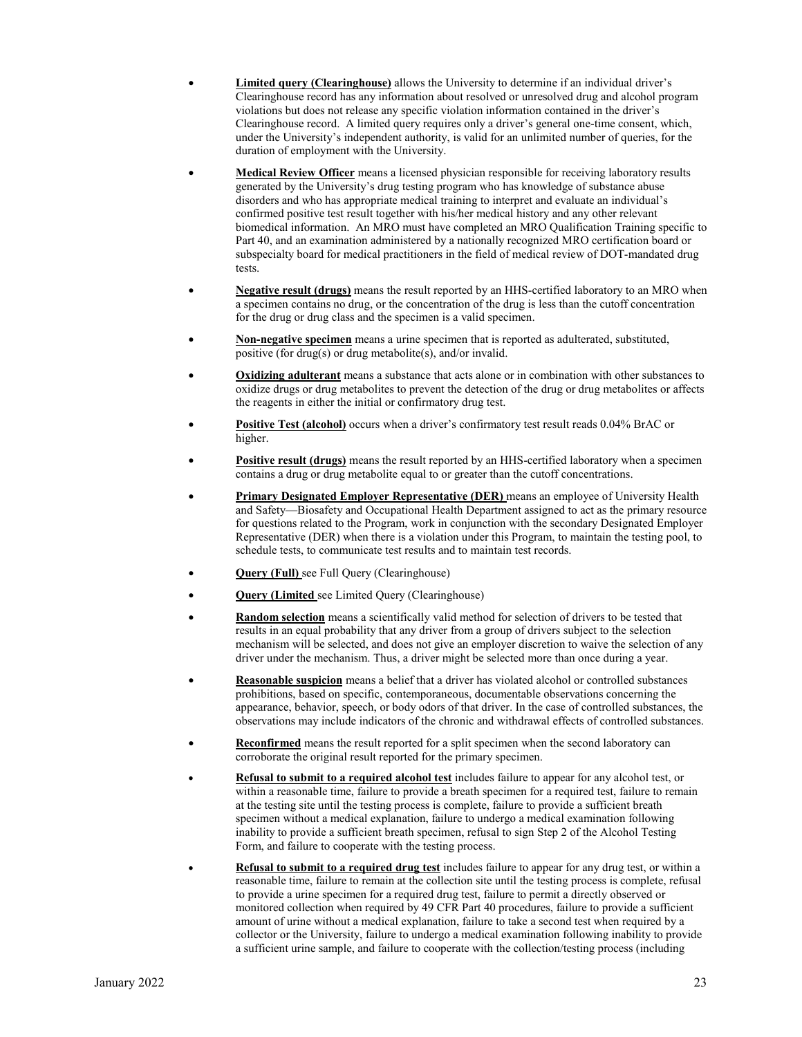- **Limited query (Clearinghouse)** allows the University to determine if an individual driver's Clearinghouse record has any information about resolved or unresolved drug and alcohol program violations but does not release any specific violation information contained in the driver's Clearinghouse record. A limited query requires only a driver's general one-time consent, which, under the University's independent authority, is valid for an unlimited number of queries, for the duration of employment with the University.

- **Medical Review Officer** means a licensed physician responsible for receiving laboratory results generated by the University's drug testing program who has knowledge of substance abuse disorders and who has appropriate medical training to interpret and evaluate an individual's confirmed positive test result together with his/her medical history and any other relevant biomedical information. An MRO must have completed an MRO Qualification Training specific to Part 40, and an examination administered by a nationally recognized MRO certification board or subspecialty board for medical practitioners in the field of medical review of DOT-mandated drug tests.

- **Negative result (drugs)** means the result reported by an HHS-certified laboratory to an MRO when a specimen contains no drug, or the concentration of the drug is less than the cutoff concentration for the drug or drug class and the specimen is a valid specimen.

- **Non-negative specimen** means a urine specimen that is reported as adulterated, substituted, positive (for drug(s) or drug metabolite(s), and/or invalid.

- **Oxidizing adulterant** means a substance that acts alone or in combination with other substances to oxidize drugs or drug metabolites to prevent the detection of the drug or drug metabolites or affects the reagents in either the initial or confirmatory drug test.

- **Positive Test (alcohol)** occurs when a driver's confirmatory test result reads 0.04% BrAC or higher.

- **Positive result (drugs)** means the result reported by an HHS-certified laboratory when a specimen contains a drug or drug metabolite equal to or greater than the cutoff concentrations.

- **Primary Designated Employer Representative (DER)** means an employee of University Health and Safety—Biosafety and Occupational Health Department assigned to act as the primary resource for questions related to the Program, work in conjunction with the secondary Designated Employer Representative (DER) when there is a violation under this Program, to maintain the testing pool, to schedule tests, to communicate test results and to maintain test records.

- **Query (Full)** see Full Query (Clearinghouse)

- **Query (Limited** see Limited Query (Clearinghouse)

- **Random selection** means a scientifically valid method for selection of drivers to be tested that results in an equal probability that any driver from a group of drivers subject to the selection mechanism will be selected, and does not give an employer discretion to waive the selection of any driver under the mechanism. Thus, a driver might be selected more than once during a year.

- **Reasonable suspicion** means a belief that a driver has violated alcohol or controlled substances prohibitions, based on specific, contemporaneous, documentable observations concerning the appearance, behavior, speech, or body odors of that driver. In the case of controlled substances, the observations may include indicators of the chronic and withdrawal effects of controlled substances.

- **Reconfirmed** means the result reported for a split specimen when the second laboratory can corroborate the original result reported for the primary specimen.

- **Refusal to submit to a required alcohol test** includes failure to appear for any alcohol test, or within a reasonable time, failure to provide a breath specimen for a required test, failure to remain at the testing site until the testing process is complete, failure to provide a sufficient breath specimen without a medical explanation, failure to undergo a medical examination following inability to provide a sufficient breath specimen, refusal to sign Step 2 of the Alcohol Testing Form, and failure to cooperate with the testing process.

- **Refusal to submit to a required drug test** includes failure to appear for any drug test, or within a reasonable time, failure to remain at the collection site until the testing process is complete, refusal to provide a urine specimen for a required drug test, failure to permit a directly observed or monitored collection when required by 49 CFR Part 40 procedures, failure to provide a sufficient amount of urine without a medical explanation, failure to take a second test when required by a collector or the University, failure to undergo a medical examination following inability to provide a sufficient urine sample, and failure to cooperate with the collection/testing process (including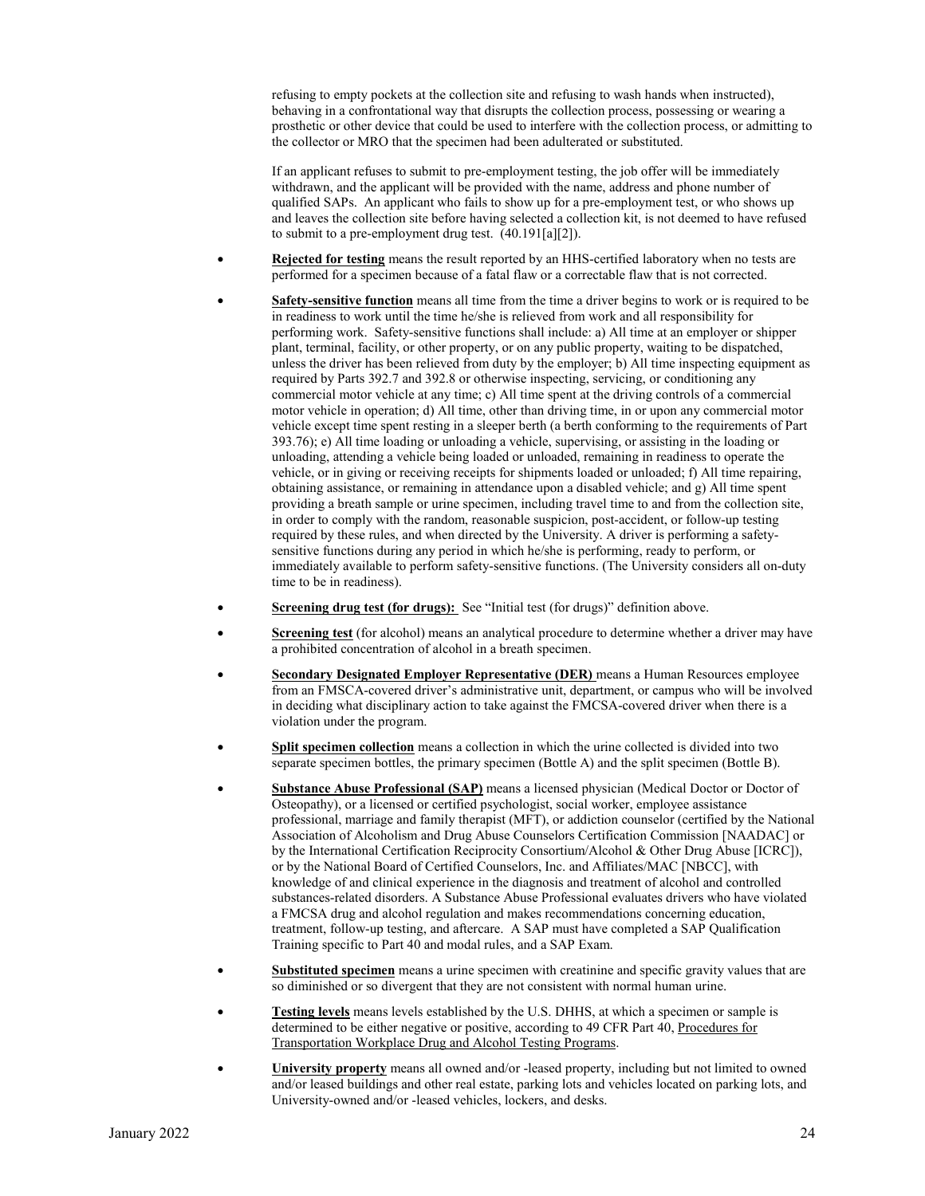refusing to empty pockets at the collection site and refusing to wash hands when instructed), behaving in a confrontational way that disrupts the collection process, possessing or wearing a prosthetic or other device that could be used to interfere with the collection process, or admitting to the collector or MRO that the specimen had been adulterated or substituted.

If an applicant refuses to submit to pre-employment testing, the job offer will be immediately withdrawn, and the applicant will be provided with the name, address and phone number of qualified SAPs. An applicant who fails to show up for a pre-employment test, or who shows up and leaves the collection site before having selected a collection kit, is not deemed to have refused to submit to a pre-employment drug test. (40.191[a][2]).

- **Rejected for testing** means the result reported by an HHS-certified laboratory when no tests are performed for a specimen because of a fatal flaw or a correctable flaw that is not corrected.
- **Safety-sensitive function** means all time from the time a driver begins to work or is required to be in readiness to work until the time he/she is relieved from work and all responsibility for performing work. Safety-sensitive functions shall include: a) All time at an employer or shipper plant, terminal, facility, or other property, or on any public property, waiting to be dispatched, unless the driver has been relieved from duty by the employer; b) All time inspecting equipment as required by Parts 392.7 and 392.8 or otherwise inspecting, servicing, or conditioning any commercial motor vehicle at any time; c) All time spent at the driving controls of a commercial motor vehicle in operation; d) All time, other than driving time, in or upon any commercial motor vehicle except time spent resting in a sleeper berth (a berth conforming to the requirements of Part 393.76); e) All time loading or unloading a vehicle, supervising, or assisting in the loading or unloading, attending a vehicle being loaded or unloaded, remaining in readiness to operate the vehicle, or in giving or receiving receipts for shipments loaded or unloaded; f) All time repairing, obtaining assistance, or remaining in attendance upon a disabled vehicle; and g) All time spent providing a breath sample or urine specimen, including travel time to and from the collection site, in order to comply with the random, reasonable suspicion, post-accident, or follow-up testing required by these rules, and when directed by the University. A driver is performing a safety-sensitive functions during any period in which he/she is performing, ready to perform, or immediately available to perform safety-sensitive functions. (The University considers all on-duty time to be in readiness).
- **Screening drug test (for drugs):** See "Initial test (for drugs)" definition above.
- **Screening test** (for alcohol) means an analytical procedure to determine whether a driver may have a prohibited concentration of alcohol in a breath specimen.
- **Secondary Designated Employer Representative (DER)** means a Human Resources employee from an FMSCA-covered driver's administrative unit, department, or campus who will be involved in deciding what disciplinary action to take against the FMCSA-covered driver when there is a violation under the program.
- **Split specimen collection** means a collection in which the urine collected is divided into two separate specimen bottles, the primary specimen (Bottle A) and the split specimen (Bottle B).
- **Substance Abuse Professional (SAP)** means a licensed physician (Medical Doctor or Doctor of Osteopathy), or a licensed or certified psychologist, social worker, employee assistance professional, marriage and family therapist (MFT), or addiction counselor (certified by the National Association of Alcoholism and Drug Abuse Counselors Certification Commission [NAADAC] or by the International Certification Reciprocity Consortium/Alcohol & Other Drug Abuse [ICRC]), or by the National Board of Certified Counselors, Inc. and Affiliates/MAC [NBCC], with knowledge of and clinical experience in the diagnosis and treatment of alcohol and controlled substances-related disorders. A Substance Abuse Professional evaluates drivers who have violated a FMCSA drug and alcohol regulation and makes recommendations concerning education, treatment, follow-up testing, and aftercare. A SAP must have completed a SAP Qualification Training specific to Part 40 and modal rules, and a SAP Exam.
- **Substituted specimen** means a urine specimen with creatinine and specific gravity values that are so diminished or so divergent that they are not consistent with normal human urine.
- **Testing levels** means levels established by the U.S. DHHS, at which a specimen or sample is determined to be either negative or positive, according to 49 CFR Part 40, Procedures for Transportation Workplace Drug and Alcohol Testing Programs.
- **University property** means all owned and/or -leased property, including but not limited to owned and/or leased buildings and other real estate, parking lots and vehicles located on parking lots, and University-owned and/or -leased vehicles, lockers, and desks.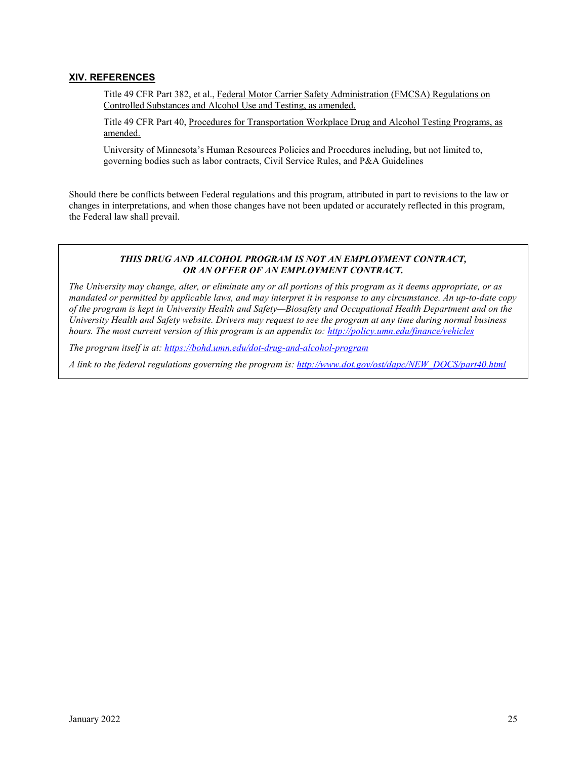## XIV. REFERENCES

Title 49 CFR Part 382, et al., Federal Motor Carrier Safety Administration (FMCSA) Regulations on Controlled Substances and Alcohol Use and Testing, as amended.

Title 49 CFR Part 40, Procedures for Transportation Workplace Drug and Alcohol Testing Programs, as amended.

University of Minnesota's Human Resources Policies and Procedures including, but not limited to, governing bodies such as labor contracts, Civil Service Rules, and P&A Guidelines

Should there be conflicts between Federal regulations and this program, attributed in part to revisions to the law or changes in interpretations, and when those changes have not been updated or accurately reflected in this program, the Federal law shall prevail.

***THIS DRUG AND ALCOHOL PROGRAM IS NOT AN EMPLOYMENT CONTRACT, OR AN OFFER OF AN EMPLOYMENT CONTRACT.***

*The University may change, alter, or eliminate any or all portions of this program as it deems appropriate, or as mandated or permitted by applicable laws, and may interpret it in response to any circumstance. An up-to-date copy of the program is kept in University Health and Safety—Biosafety and Occupational Health Department and on the University Health and Safety website. Drivers may request to see the program at any time during normal business hours. The most current version of this program is an appendix to: [http://policy.umn.edu/finance/vehicles](http://policy.umn.edu/finance/vehicles)*

*The program itself is at: [https://bohd.umn.edu/dot-drug-and-alcohol-program](https://bohd.umn.edu/dot-drug-and-alcohol-program)*

*A link to the federal regulations governing the program is: [http://www.dot.gov/ost/dapc/NEW_DOCS/part40.html](http://www.dot.gov/ost/dapc/NEW_DOCS/part40.html)*

January 2022